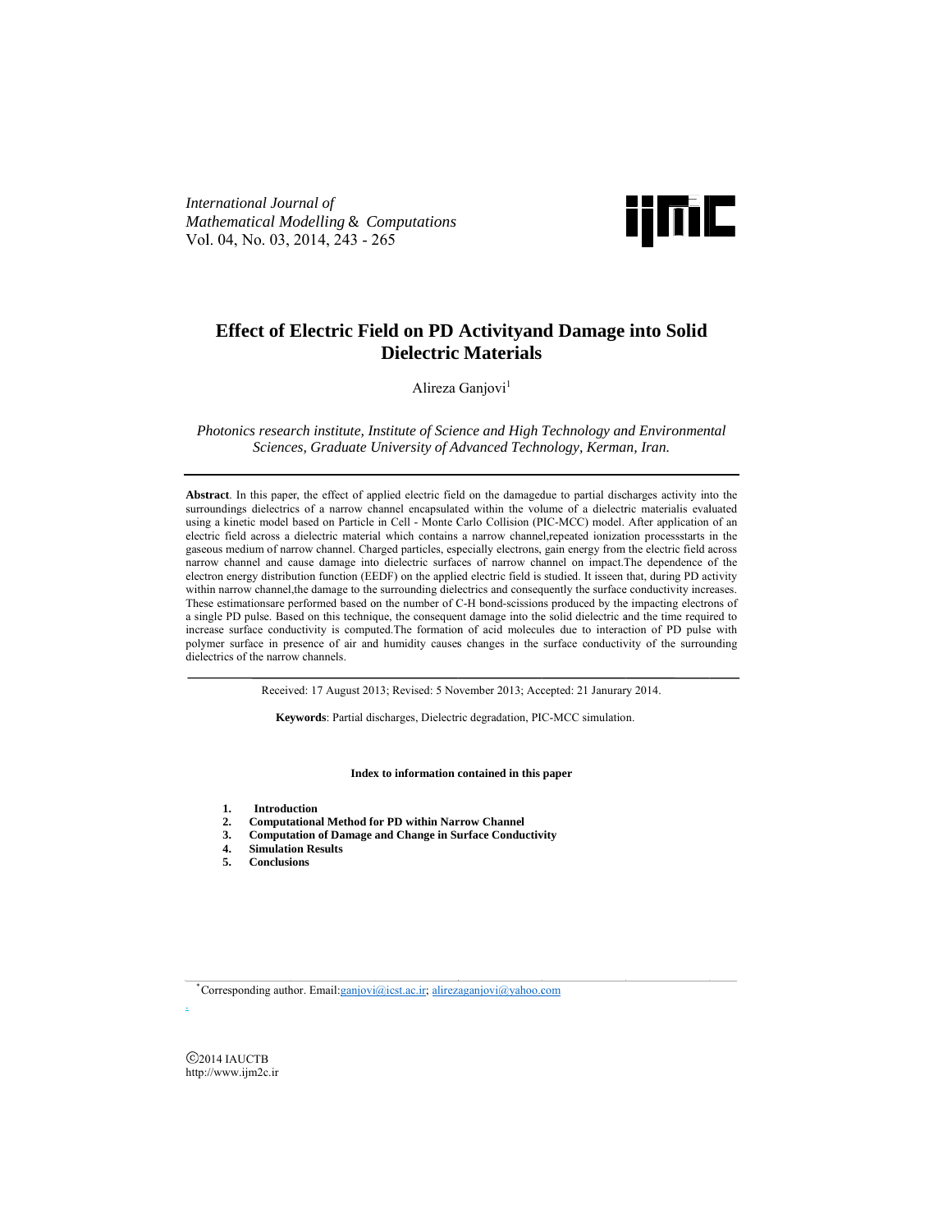*International Journal of Mathematical Modelling & Computations*
Vol. 04, No. 03, 2014, 243 - 265

# Effect of Electric Field on PD Activityand Damage into Solid Dielectric Materials

Alireza Ganjovi[1]

*Photonics research institute, Institute of Science and High Technology and Environmental Sciences, Graduate University of Advanced Technology, Kerman, Iran.*

---

**Abstract**. In this paper, the effect of applied electric field on the damagedue to partial discharges activity into the surroundings dielectrics of a narrow channel encapsulated within the volume of a dielectric materialis evaluated using a kinetic model based on Particle in Cell - Monte Carlo Collision (PIC-MCC) model. After application of an electric field across a dielectric material which contains a narrow channel,repeated ionization processstarts in the gaseous medium of narrow channel. Charged particles, especially electrons, gain energy from the electric field across narrow channel and cause damage into dielectric surfaces of narrow channel on impact.The dependence of the electron energy distribution function (EEDF) on the applied electric field is studied. It isseen that, during PD activity within narrow channel,the damage to the surrounding dielectrics and consequently the surface conductivity increases. These estimationsare performed based on the number of C-H bond-scissions produced by the impacting electrons of a single PD pulse. Based on this technique, the consequent damage into the solid dielectric and the time required to increase surface conductivity is computed.The formation of acid molecules due to interaction of PD pulse with polymer surface in presence of air and humidity causes changes in the surface conductivity of the surrounding dielectrics of the narrow channels.

---

Received: 17 August 2013; Revised: 5 November 2013; Accepted: 21 Janurary 2014.

**Keywords**: Partial discharges, Dielectric degradation, PIC-MCC simulation.

**Index to information contained in this paper**

1. **Introduction**
2. **Computational Method for PD within Narrow Channel**
3. **Computation of Damage and Change in Surface Conductivity**
4. **Simulation Results**
5. **Conclusions**

---

[*] Corresponding author. Email: ganjovi@icst.ac.ir; alirezaganjovi@yahoo.com

©2014 IAUCTB
http://www.ijm2c.ir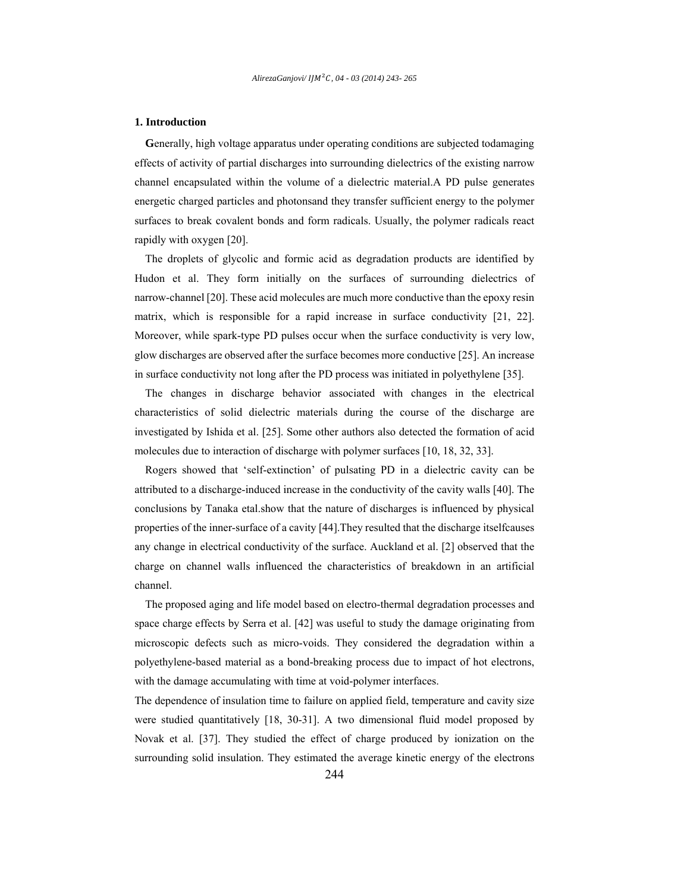## 1. Introduction

**G**enerally, high voltage apparatus under operating conditions are subjected todamaging effects of activity of partial discharges into surrounding dielectrics of the existing narrow channel encapsulated within the volume of a dielectric material.A PD pulse generates energetic charged particles and photonsand they transfer sufficient energy to the polymer surfaces to break covalent bonds and form radicals. Usually, the polymer radicals react rapidly with oxygen [20].

The droplets of glycolic and formic acid as degradation products are identified by Hudon et al. They form initially on the surfaces of surrounding dielectrics of narrow-channel [20]. These acid molecules are much more conductive than the epoxy resin matrix, which is responsible for a rapid increase in surface conductivity [21, 22]. Moreover, while spark-type PD pulses occur when the surface conductivity is very low, glow discharges are observed after the surface becomes more conductive [25]. An increase in surface conductivity not long after the PD process was initiated in polyethylene [35].

The changes in discharge behavior associated with changes in the electrical characteristics of solid dielectric materials during the course of the discharge are investigated by Ishida et al. [25]. Some other authors also detected the formation of acid molecules due to interaction of discharge with polymer surfaces [10, 18, 32, 33].

Rogers showed that 'self-extinction' of pulsating PD in a dielectric cavity can be attributed to a discharge-induced increase in the conductivity of the cavity walls [40]. The conclusions by Tanaka etal.show that the nature of discharges is influenced by physical properties of the inner-surface of a cavity [44].They resulted that the discharge itselfcauses any change in electrical conductivity of the surface. Auckland et al. [2] observed that the charge on channel walls influenced the characteristics of breakdown in an artificial channel.

The proposed aging and life model based on electro-thermal degradation processes and space charge effects by Serra et al. [42] was useful to study the damage originating from microscopic defects such as micro-voids. They considered the degradation within a polyethylene-based material as a bond-breaking process due to impact of hot electrons, with the damage accumulating with time at void-polymer interfaces.

The dependence of insulation time to failure on applied field, temperature and cavity size were studied quantitatively [18, 30-31]. A two dimensional fluid model proposed by Novak et al. [37]. They studied the effect of charge produced by ionization on the surrounding solid insulation. They estimated the average kinetic energy of the electrons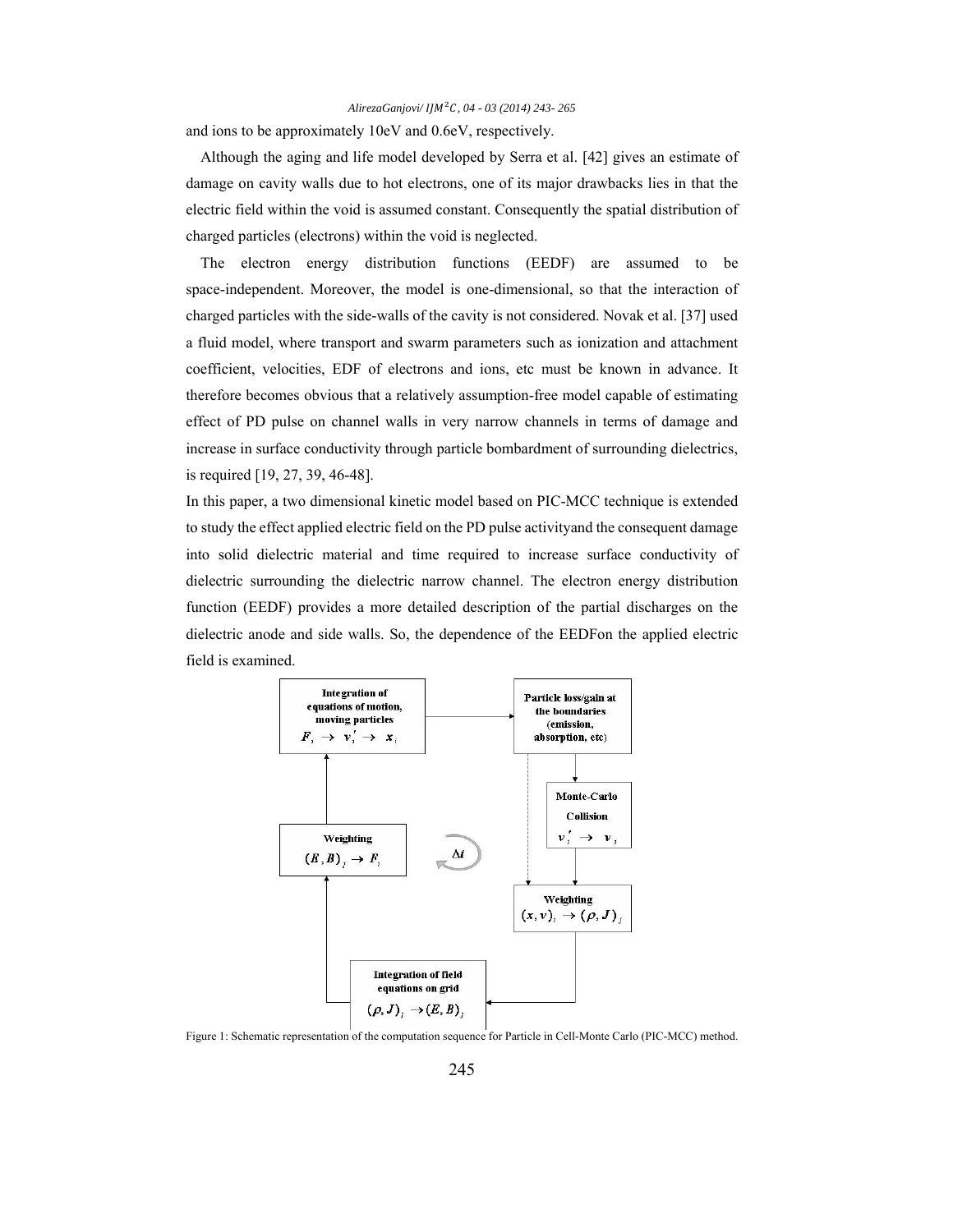and ions to be approximately 10eV and 0.6eV, respectively.

Although the aging and life model developed by Serra et al. [42] gives an estimate of damage on cavity walls due to hot electrons, one of its major drawbacks lies in that the electric field within the void is assumed constant. Consequently the spatial distribution of charged particles (electrons) within the void is neglected.

The electron energy distribution functions (EEDF) are assumed to be space-independent. Moreover, the model is one-dimensional, so that the interaction of charged particles with the side-walls of the cavity is not considered. Novak et al. [37] used a fluid model, where transport and swarm parameters such as ionization and attachment coefficient, velocities, EDF of electrons and ions, etc must be known in advance. It therefore becomes obvious that a relatively assumption-free model capable of estimating effect of PD pulse on channel walls in very narrow channels in terms of damage and increase in surface conductivity through particle bombardment of surrounding dielectrics, is required [19, 27, 39, 46-48].

In this paper, a two dimensional kinetic model based on PIC-MCC technique is extended to study the effect applied electric field on the PD pulse activityand the consequent damage into solid dielectric material and time required to increase surface conductivity of dielectric surrounding the dielectric narrow channel. The electron energy distribution function (EEDF) provides a more detailed description of the partial discharges on the dielectric anode and side walls. So, the dependence of the EEDFon the applied electric field is examined.

Integration of equations of motion, moving particles $F_i \rightarrow v_i' \rightarrow x_i$

Particle loss/gain at the boundaries (emission, absorption, etc)

Monte-Carlo Collision $v_i' \rightarrow v_i$

Weighting $(x, v)_i \rightarrow (\rho, J)_j$

Integration of field equations on grid $(\rho, J)_j \rightarrow (E, B)_j$

Weighting $(E, B)_j \rightarrow F_i$

$\Delta t$

Figure 1: Schematic representation of the computation sequence for Particle in Cell-Monte Carlo (PIC-MCC) method.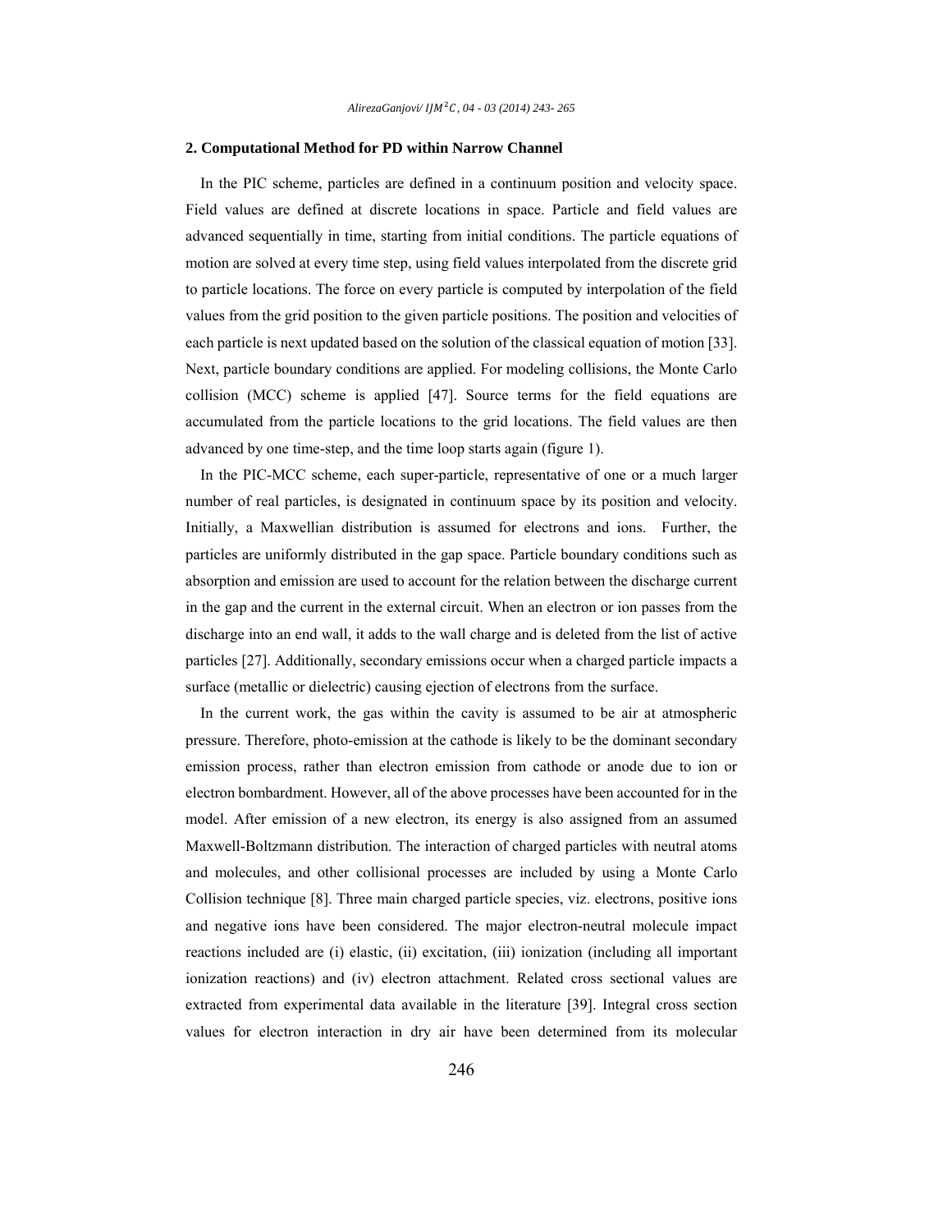## 2. Computational Method for PD within Narrow Channel

In the PIC scheme, particles are defined in a continuum position and velocity space. Field values are defined at discrete locations in space. Particle and field values are advanced sequentially in time, starting from initial conditions. The particle equations of motion are solved at every time step, using field values interpolated from the discrete grid to particle locations. The force on every particle is computed by interpolation of the field values from the grid position to the given particle positions. The position and velocities of each particle is next updated based on the solution of the classical equation of motion [33]. Next, particle boundary conditions are applied. For modeling collisions, the Monte Carlo collision (MCC) scheme is applied [47]. Source terms for the field equations are accumulated from the particle locations to the grid locations. The field values are then advanced by one time-step, and the time loop starts again (figure 1).

In the PIC-MCC scheme, each super-particle, representative of one or a much larger number of real particles, is designated in continuum space by its position and velocity. Initially, a Maxwellian distribution is assumed for electrons and ions. Further, the particles are uniformly distributed in the gap space. Particle boundary conditions such as absorption and emission are used to account for the relation between the discharge current in the gap and the current in the external circuit. When an electron or ion passes from the discharge into an end wall, it adds to the wall charge and is deleted from the list of active particles [27]. Additionally, secondary emissions occur when a charged particle impacts a surface (metallic or dielectric) causing ejection of electrons from the surface.

In the current work, the gas within the cavity is assumed to be air at atmospheric pressure. Therefore, photo-emission at the cathode is likely to be the dominant secondary emission process, rather than electron emission from cathode or anode due to ion or electron bombardment. However, all of the above processes have been accounted for in the model. After emission of a new electron, its energy is also assigned from an assumed Maxwell-Boltzmann distribution. The interaction of charged particles with neutral atoms and molecules, and other collisional processes are included by using a Monte Carlo Collision technique [8]. Three main charged particle species, viz. electrons, positive ions and negative ions have been considered. The major electron-neutral molecule impact reactions included are (i) elastic, (ii) excitation, (iii) ionization (including all important ionization reactions) and (iv) electron attachment. Related cross sectional values are extracted from experimental data available in the literature [39]. Integral cross section values for electron interaction in dry air have been determined from its molecular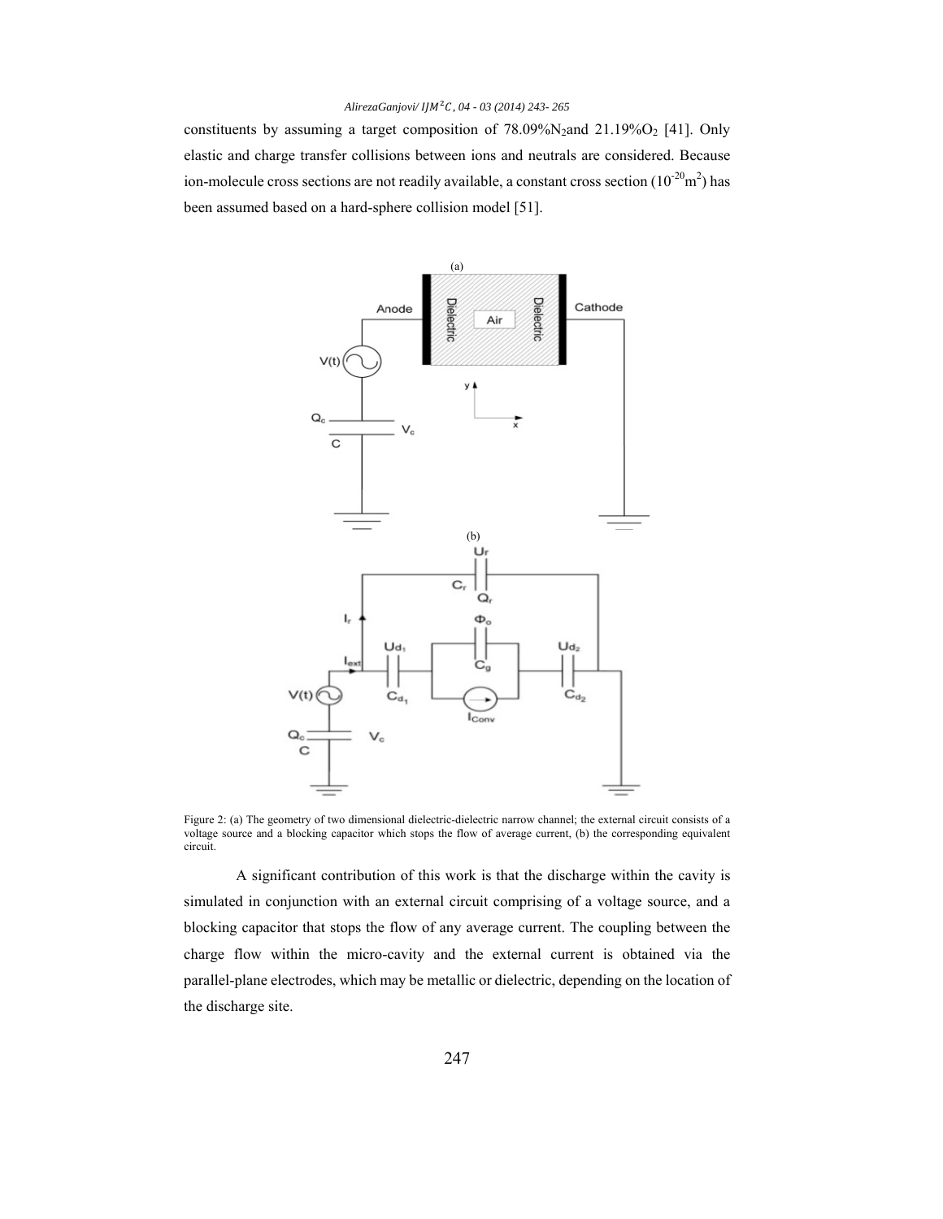constituents by assuming a target composition of 78.09% $N_2$ and 21.19% $O_2$ [41]. Only elastic and charge transfer collisions between ions and neutrals are considered. Because ion-molecule cross sections are not readily available, a constant cross section ($10^{-20}$ $m^2$) has been assumed based on a hard-sphere collision model [51].

Figure 2: (a) The geometry of two dimensional dielectric-dielectric narrow channel; the external circuit consists of a voltage source and a blocking capacitor which stops the flow of average current, (b) the corresponding equivalent circuit.

A significant contribution of this work is that the discharge within the cavity is simulated in conjunction with an external circuit comprising of a voltage source, and a blocking capacitor that stops the flow of any average current. The coupling between the charge flow within the micro-cavity and the external current is obtained via the parallel-plane electrodes, which may be metallic or dielectric, depending on the location of the discharge site.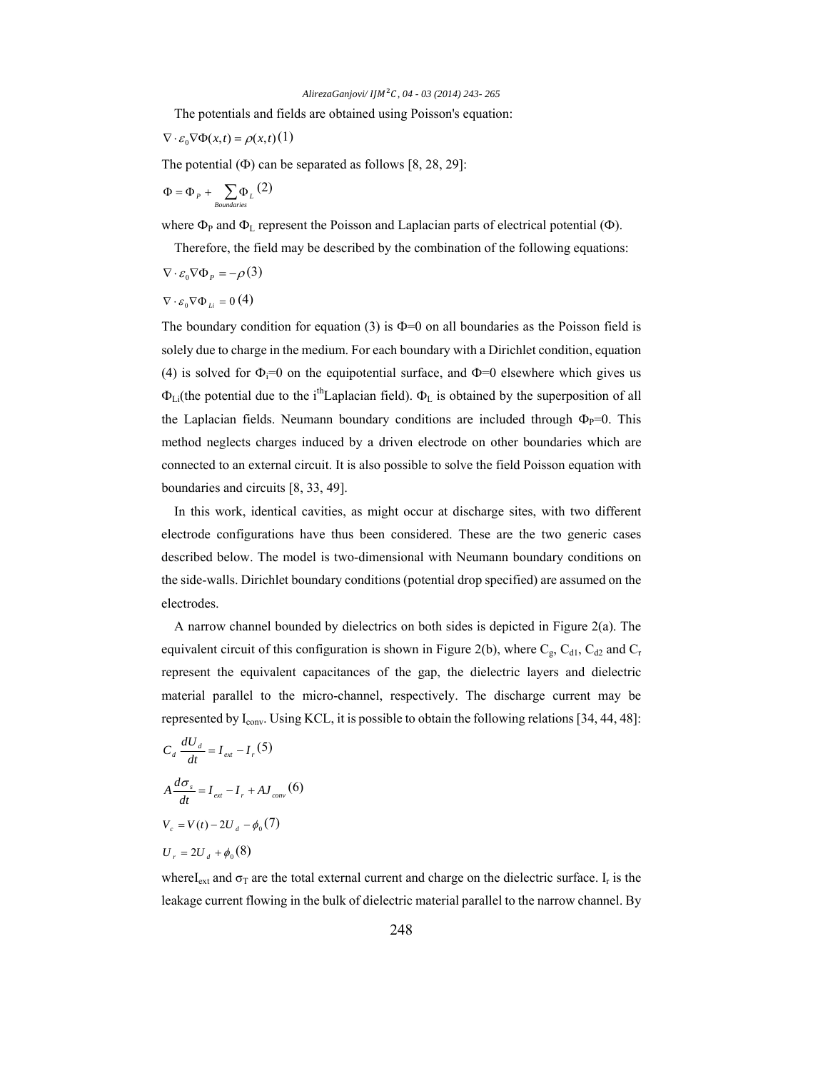The potentials and fields are obtained using Poisson's equation:

$$\nabla \cdot \varepsilon_0 \nabla \Phi(x,t) = \rho(x,t) \quad (1)$$

The potential ($\Phi$) can be separated as follows [8, 28, 29]:

$$\Phi = \Phi_P + \sum_{Boundaries} \Phi_L \quad (2)$$

where $\Phi_P$ and $\Phi_L$ represent the Poisson and Laplacian parts of electrical potential ($\Phi$).

Therefore, the field may be described by the combination of the following equations:

$$\nabla \cdot \varepsilon_0 \nabla \Phi_P = -\rho \quad (3)$$

$$\nabla \cdot \varepsilon_0 \nabla \Phi_{Li} = 0 \quad (4)$$

The boundary condition for equation (3) is $\Phi=0$ on all boundaries as the Poisson field is solely due to charge in the medium. For each boundary with a Dirichlet condition, equation (4) is solved for $\Phi_i=0$ on the equipotential surface, and $\Phi=0$ elsewhere which gives us $\Phi_{Li}$(the potential due to the $i^{th}$Laplacian field). $\Phi_L$ is obtained by the superposition of all the Laplacian fields. Neumann boundary conditions are included through $\Phi_P=0$. This method neglects charges induced by a driven electrode on other boundaries which are connected to an external circuit. It is also possible to solve the field Poisson equation with boundaries and circuits [8, 33, 49].

In this work, identical cavities, as might occur at discharge sites, with two different electrode configurations have thus been considered. These are the two generic cases described below. The model is two-dimensional with Neumann boundary conditions on the side-walls. Dirichlet boundary conditions (potential drop specified) are assumed on the electrodes.

A narrow channel bounded by dielectrics on both sides is depicted in Figure 2(a). The equivalent circuit of this configuration is shown in Figure 2(b), where $C_g$, $C_{d1}$, $C_{d2}$ and $C_r$ represent the equivalent capacitances of the gap, the dielectric layers and dielectric material parallel to the micro-channel, respectively. The discharge current may be represented by $I_{conv}$. Using KCL, it is possible to obtain the following relations [34, 44, 48]:

$$C_d \frac{dU_d}{dt} = I_{ext} - I_r \quad (5)$$

$$A \frac{d\sigma_s}{dt} = I_{ext} - I_r + AJ_{conv} \quad (6)$$

$$V_c = V(t) - 2U_d - \phi_0 \quad (7)$$

$$U_r = 2U_d + \phi_0 \quad (8)$$

where$I_{ext}$ and $\sigma_T$ are the total external current and charge on the dielectric surface. $I_r$ is the leakage current flowing in the bulk of dielectric material parallel to the narrow channel. By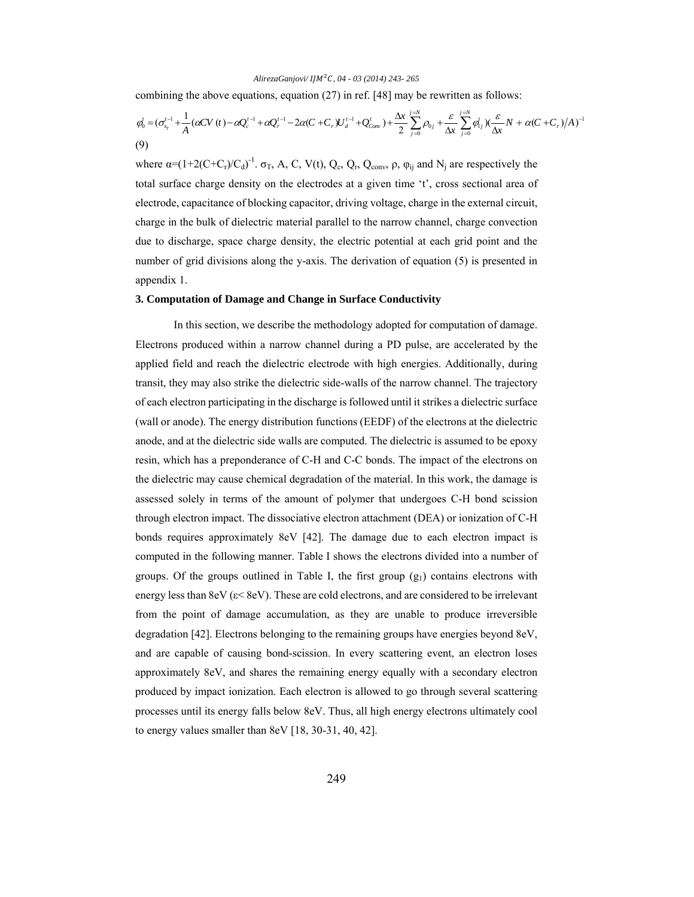combining the above equations, equation (27) in ref. [48] may be rewritten as follows:

$$\varphi_0^t = (\sigma_{s_T}^{t-1} + \frac{1}{A}(\alpha CV(t) - \alpha Q_c^{t-1} + \alpha Q_r^{t-1} - 2\alpha(C + C_r)U_d^{t-1} + Q_{Conv}^t) + \frac{\Delta x}{2}\sum_{j=0}^{j=N}\rho_{0j} + \frac{\varepsilon}{\Delta x}\sum_{j=0}^{j=N}\varphi_{1j}^t)(\frac{\varepsilon}{\Delta x}N + \alpha(C + C_r)/A)^{-1}$$

(9)

where $\alpha=(1+2(C+C_r)/C_d)^{-1}$. $\sigma_T$, A, C, V(t), $Q_c$, $Q_r$, $Q_{conv}$, $\rho$, $\varphi_{ij}$ and $N_j$ are respectively the total surface charge density on the electrodes at a given time 't', cross sectional area of electrode, capacitance of blocking capacitor, driving voltage, charge in the external circuit, charge in the bulk of dielectric material parallel to the narrow channel, charge convection due to discharge, space charge density, the electric potential at each grid point and the number of grid divisions along the y-axis. The derivation of equation (5) is presented in appendix 1.

## 3. Computation of Damage and Change in Surface Conductivity

In this section, we describe the methodology adopted for computation of damage. Electrons produced within a narrow channel during a PD pulse, are accelerated by the applied field and reach the dielectric electrode with high energies. Additionally, during transit, they may also strike the dielectric side-walls of the narrow channel. The trajectory of each electron participating in the discharge is followed until it strikes a dielectric surface (wall or anode). The energy distribution functions (EEDF) of the electrons at the dielectric anode, and at the dielectric side walls are computed. The dielectric is assumed to be epoxy resin, which has a preponderance of C-H and C-C bonds. The impact of the electrons on the dielectric may cause chemical degradation of the material. In this work, the damage is assessed solely in terms of the amount of polymer that undergoes C-H bond scission through electron impact. The dissociative electron attachment (DEA) or ionization of C-H bonds requires approximately 8eV [42]. The damage due to each electron impact is computed in the following manner. Table I shows the electrons divided into a number of groups. Of the groups outlined in Table I, the first group ($g_1$) contains electrons with energy less than 8eV ($\varepsilon$< 8eV). These are cold electrons, and are considered to be irrelevant from the point of damage accumulation, as they are unable to produce irreversible degradation [42]. Electrons belonging to the remaining groups have energies beyond 8eV, and are capable of causing bond-scission. In every scattering event, an electron loses approximately 8eV, and shares the remaining energy equally with a secondary electron produced by impact ionization. Each electron is allowed to go through several scattering processes until its energy falls below 8eV. Thus, all high energy electrons ultimately cool to energy values smaller than 8eV [18, 30-31, 40, 42].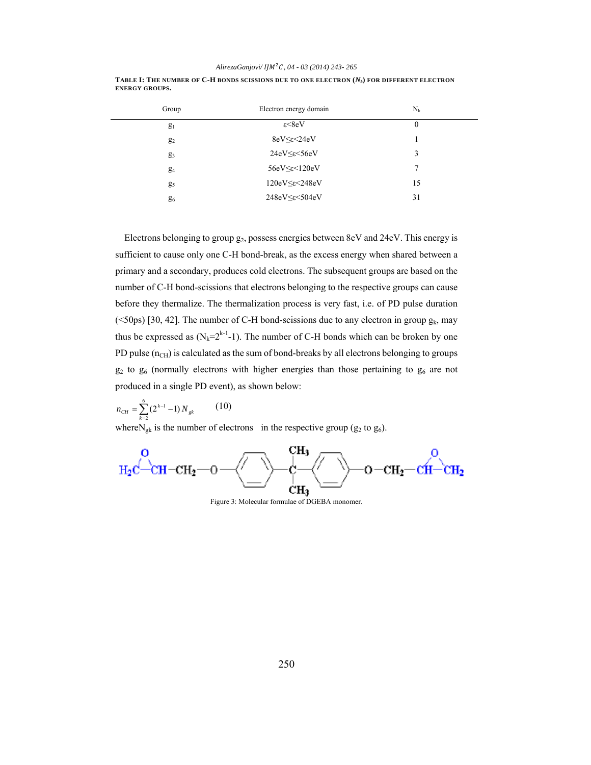**TABLE I: THE NUMBER OF C-H BONDS SCISSIONS DUE TO ONE ELECTRON ($N_k$) FOR DIFFERENT ELECTRON ENERGY GROUPS.**

| Group | Electron energy domain | $N_k$ |
|---|---|---|
| $g_1$ | $\varepsilon$<8eV | 0 |
| $g_2$ | 8eV≤$\varepsilon$<24eV | 1 |
| $g_3$ | 24eV≤$\varepsilon$<56eV | 3 |
| $g_4$ | 56eV≤$\varepsilon$<120eV | 7 |
| $g_5$ | 120eV≤$\varepsilon$<248eV | 15 |
| $g_6$ | 248eV≤$\varepsilon$<504eV | 31 |

Electrons belonging to group $g_2$, possess energies between 8eV and 24eV. This energy is sufficient to cause only one C-H bond-break, as the excess energy when shared between a primary and a secondary, produces cold electrons. The subsequent groups are based on the number of C-H bond-scissions that electrons belonging to the respective groups can cause before they thermalize. The thermalization process is very fast, i.e. of PD pulse duration (<50ps) [30, 42]. The number of C-H bond-scissions due to any electron in group $g_k$, may thus be expressed as ($N_k=2^{k-1}-1$). The number of C-H bonds which can be broken by one PD pulse ($n_{CH}$) is calculated as the sum of bond-breaks by all electrons belonging to groups $g_2$ to $g_6$ (normally electrons with higher energies than those pertaining to $g_6$ are not produced in a single PD event), as shown below:

$$n_{CH}=\sum_{k=2}^{6}(2^{k-1}-1)\,N_{gk} \qquad (10)$$

where$N_{gk}$ is the number of electrons in the respective group ($g_2$ to $g_6$).

Figure 3: Molecular formulae of DGEBA monomer.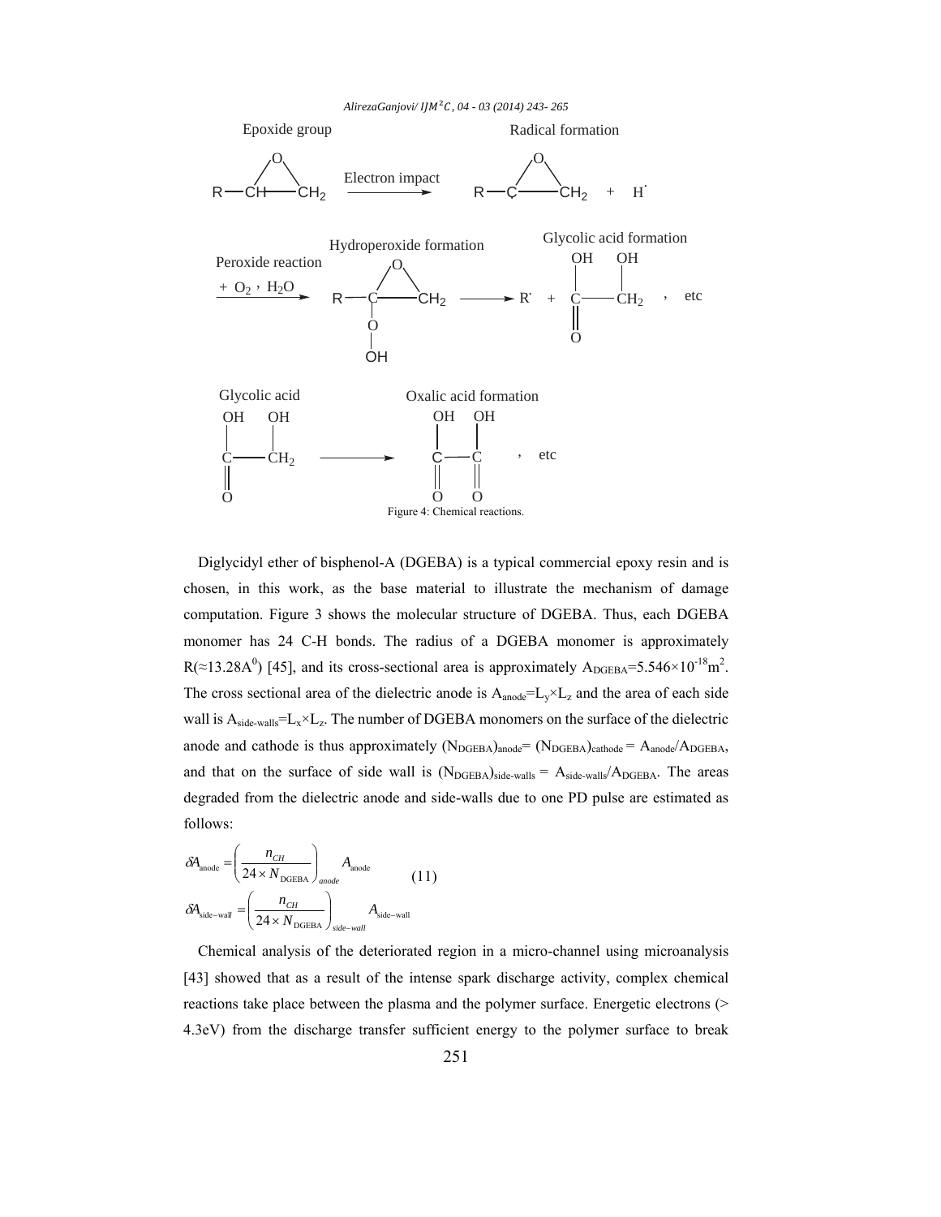Epoxide group — Electron impact → Radical formation

$$R-\underset{\backslash O /}{CH-CH_2} \xrightarrow{\text{Electron impact}} R-\underset{\backslash O /}{\dot{C}-CH_2} + H^{\cdot}$$

Peroxide reaction ($+ O_2$, $H_2O$) → Hydroperoxide formation → Glycolic acid formation

$$\xrightarrow{+\,O_2,\ H_2O} R-\underset{|}{\overset{O}{C}}-CH_2 \ (\text{with } -O-OH) \longrightarrow R^{\cdot} + \underset{\|}{\overset{OH}{C}}\!-\!\overset{OH}{CH_2}\,(=O), \text{ etc}$$

Glycolic acid → Oxalic acid formation

$$\overset{OH}{\underset{\| O}{C}}-\overset{OH}{CH_2} \longrightarrow \overset{OH}{\underset{\| O}{C}}-\overset{OH}{\underset{\| O}{C}}, \text{ etc}$$

Figure 4: Chemical reactions.

Diglycidyl ether of bisphenol-A (DGEBA) is a typical commercial epoxy resin and is chosen, in this work, as the base material to illustrate the mechanism of damage computation. Figure 3 shows the molecular structure of DGEBA. Thus, each DGEBA monomer has 24 C-H bonds. The radius of a DGEBA monomer is approximately R(≈13.28A$^0$) [45], and its cross-sectional area is approximately $A_{DGEBA}=5.546\times10^{-18}m^2$. The cross sectional area of the dielectric anode is $A_{anode}=L_y\times L_z$ and the area of each side wall is $A_{side\text{-}walls}=L_x\times L_z$. The number of DGEBA monomers on the surface of the dielectric anode and cathode is thus approximately $(N_{DGEBA})_{anode}= (N_{DGEBA})_{cathode} = A_{anode}/A_{DGEBA}$, and that on the surface of side wall is $(N_{DGEBA})_{side\text{-}walls} = A_{side\text{-}walls}/A_{DGEBA}$. The areas degraded from the dielectric anode and side-walls due to one PD pulse are estimated as follows:

$$\delta A_{\text{anode}} = \left(\frac{n_{CH}}{24\times N_{\text{DGEBA}}}\right)_{anode} A_{\text{anode}}$$
$$\delta A_{\text{side-wall}} = \left(\frac{n_{CH}}{24\times N_{\text{DGEBA}}}\right)_{side-wall} A_{\text{side-wall}} \qquad (11)$$

Chemical analysis of the deteriorated region in a micro-channel using microanalysis [43] showed that as a result of the intense spark discharge activity, complex chemical reactions take place between the plasma and the polymer surface. Energetic electrons (> 4.3eV) from the discharge transfer sufficient energy to the polymer surface to break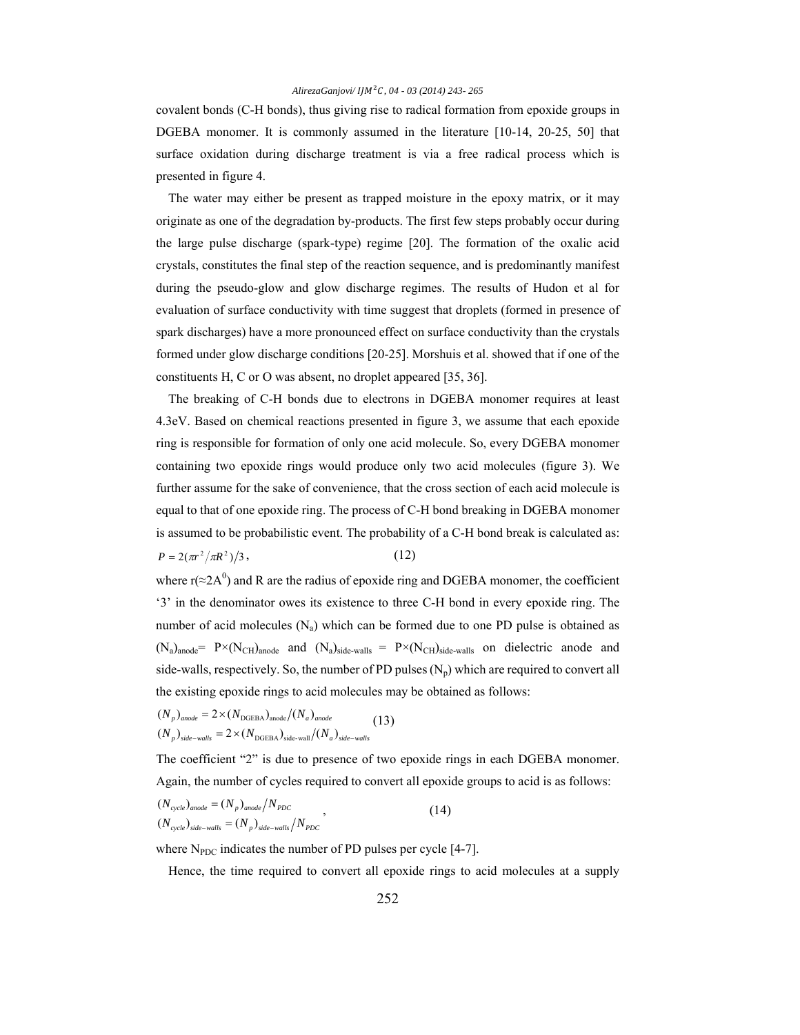covalent bonds (C-H bonds), thus giving rise to radical formation from epoxide groups in DGEBA monomer. It is commonly assumed in the literature [10-14, 20-25, 50] that surface oxidation during discharge treatment is via a free radical process which is presented in figure 4.

The water may either be present as trapped moisture in the epoxy matrix, or it may originate as one of the degradation by-products. The first few steps probably occur during the large pulse discharge (spark-type) regime [20]. The formation of the oxalic acid crystals, constitutes the final step of the reaction sequence, and is predominantly manifest during the pseudo-glow and glow discharge regimes. The results of Hudon et al for evaluation of surface conductivity with time suggest that droplets (formed in presence of spark discharges) have a more pronounced effect on surface conductivity than the crystals formed under glow discharge conditions [20-25]. Morshuis et al. showed that if one of the constituents H, C or O was absent, no droplet appeared [35, 36].

The breaking of C-H bonds due to electrons in DGEBA monomer requires at least 4.3eV. Based on chemical reactions presented in figure 3, we assume that each epoxide ring is responsible for formation of only one acid molecule. So, every DGEBA monomer containing two epoxide rings would produce only two acid molecules (figure 3). We further assume for the sake of convenience, that the cross section of each acid molecule is equal to that of one epoxide ring. The process of C-H bond breaking in DGEBA monomer is assumed to be probabilistic event. The probability of a C-H bond break is calculated as:

$$P = 2(\pi r^2 / \pi R^2)/3, \tag{12}$$

where $r(\approx 2A^0)$ and R are the radius of epoxide ring and DGEBA monomer, the coefficient '3' in the denominator owes its existence to three C-H bond in every epoxide ring. The number of acid molecules ($N_a$) which can be formed due to one PD pulse is obtained as $(N_a)_{anode} = P\times(N_{CH})_{anode}$ and $(N_a)_{side\text{-}walls} = P\times(N_{CH})_{side\text{-}walls}$ on dielectric anode and side-walls, respectively. So, the number of PD pulses ($N_p$) which are required to convert all the existing epoxide rings to acid molecules may be obtained as follows:

$$\begin{aligned}(N_p)_{anode} &= 2\times(N_{\mathrm{DGEBA}})_{\mathrm{anode}}/(N_a)_{anode} \\ (N_p)_{side-walls} &= 2\times(N_{\mathrm{DGEBA}})_{\mathrm{side\text{-}wall}}/(N_a)_{side-walls}\end{aligned} \tag{13}$$

The coefficient "2" is due to presence of two epoxide rings in each DGEBA monomer. Again, the number of cycles required to convert all epoxide groups to acid is as follows:

$$\begin{aligned}(N_{cycle})_{anode} &= (N_p)_{anode}/N_{PDC} \\ (N_{cycle})_{side-walls} &= (N_p)_{side-walls}/N_{PDC}\end{aligned}, \tag{14}$$

where $N_{PDC}$ indicates the number of PD pulses per cycle [4-7].

Hence, the time required to convert all epoxide rings to acid molecules at a supply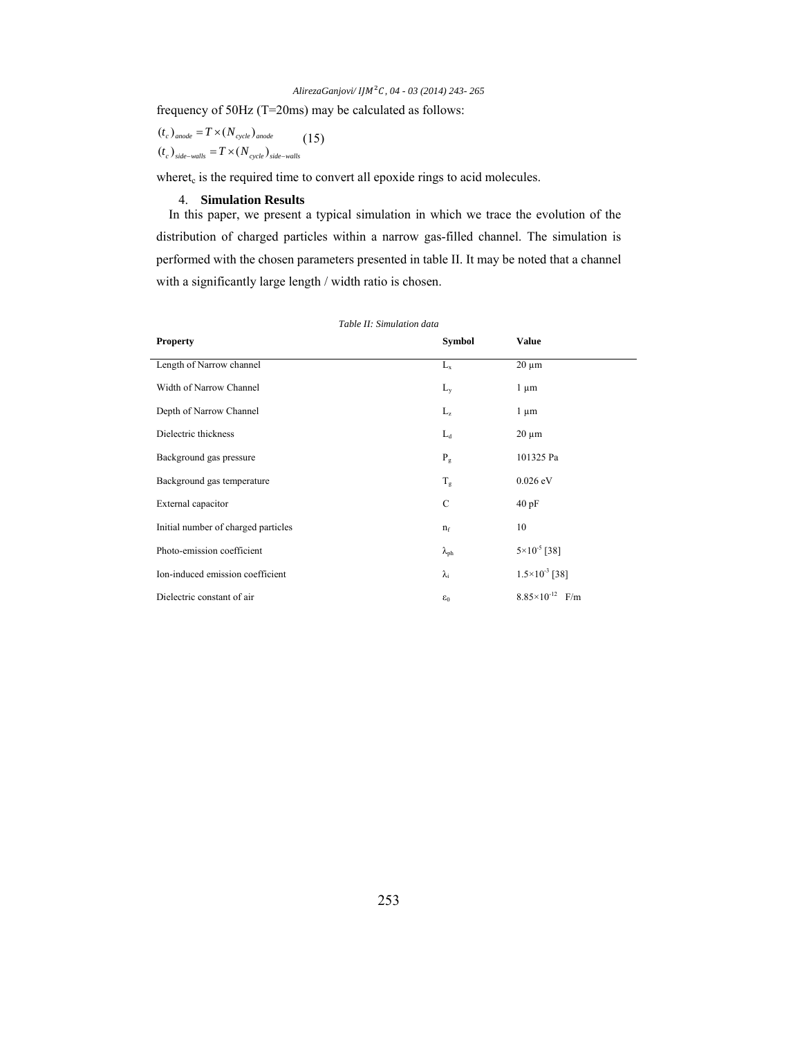frequency of 50Hz (T=20ms) may be calculated as follows:

$$
\begin{aligned}
(t_c)_{anode} &= T \times (N_{cycle})_{anode} \\
(t_c)_{side-walls} &= T \times (N_{cycle})_{side-walls}
\end{aligned}
\qquad (15)
$$

where $t_c$ is the required time to convert all epoxide rings to acid molecules.

## 4. Simulation Results

In this paper, we present a typical simulation in which we trace the evolution of the distribution of charged particles within a narrow gas-filled channel. The simulation is performed with the chosen parameters presented in table II. It may be noted that a channel with a significantly large length / width ratio is chosen.

*Table II: Simulation data*

| Property | Symbol | Value |
|---|---|---|
| Length of Narrow channel | $L_x$ | 20 µm |
| Width of Narrow Channel | $L_y$ | 1 µm |
| Depth of Narrow Channel | $L_z$ | 1 µm |
| Dielectric thickness | $L_d$ | 20 µm |
| Background gas pressure | $P_g$ | 101325 Pa |
| Background gas temperature | $T_g$ | 0.026 eV |
| External capacitor | C | 40 pF |
| Initial number of charged particles | $n_f$ | 10 |
| Photo-emission coefficient | $\lambda_{ph}$ | $5\times10^{-5}$ [38] |
| Ion-induced emission coefficient | $\lambda_i$ | $1.5\times10^{-3}$ [38] |
| Dielectric constant of air | $\varepsilon_0$ | $8.85\times10^{-12}$ F/m |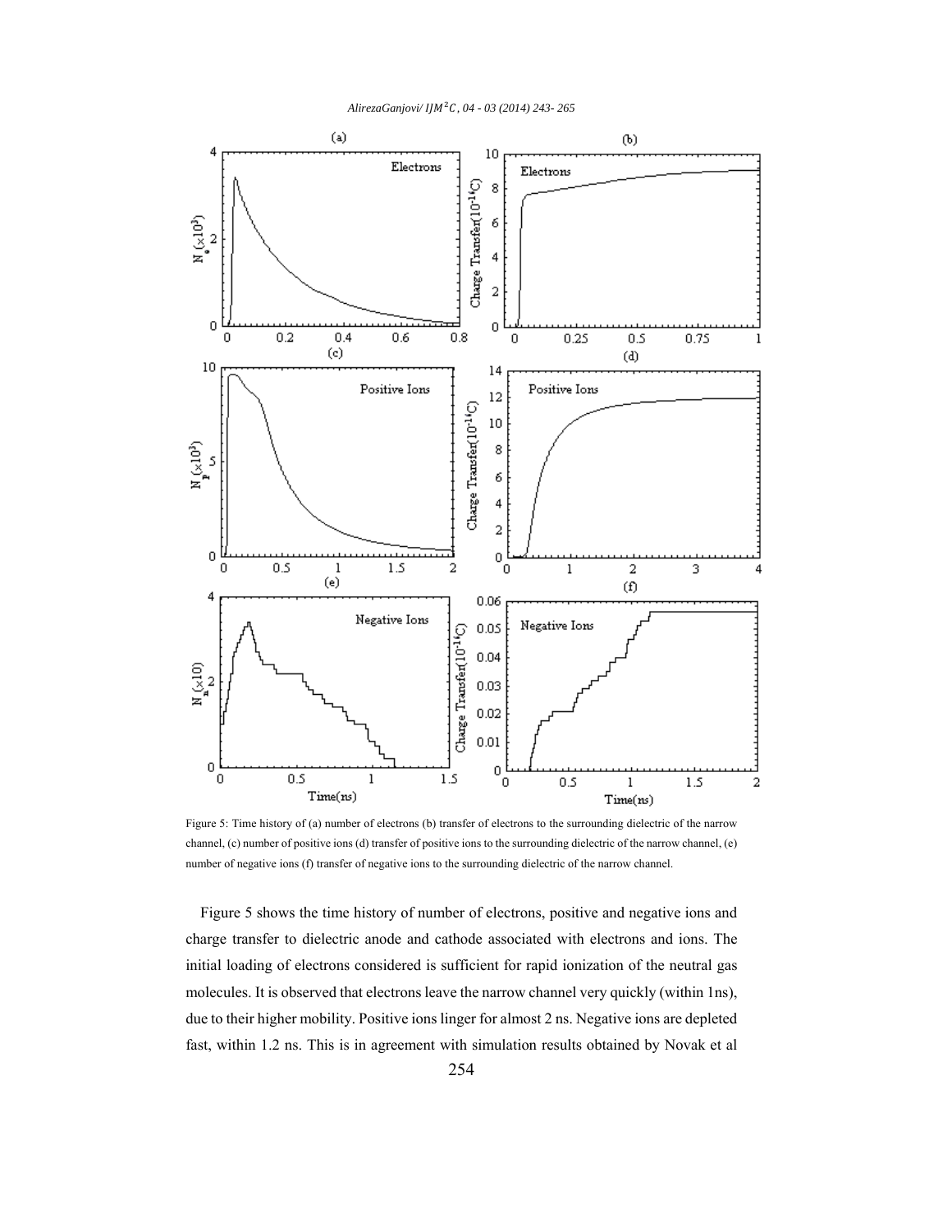Figure 5: Time history of (a) number of electrons (b) transfer of electrons to the surrounding dielectric of the narrow channel, (c) number of positive ions (d) transfer of positive ions to the surrounding dielectric of the narrow channel, (e) number of negative ions (f) transfer of negative ions to the surrounding dielectric of the narrow channel.

Figure 5 shows the time history of number of electrons, positive and negative ions and charge transfer to dielectric anode and cathode associated with electrons and ions. The initial loading of electrons considered is sufficient for rapid ionization of the neutral gas molecules. It is observed that electrons leave the narrow channel very quickly (within 1ns), due to their higher mobility. Positive ions linger for almost 2 ns. Negative ions are depleted fast, within 1.2 ns. This is in agreement with simulation results obtained by Novak et al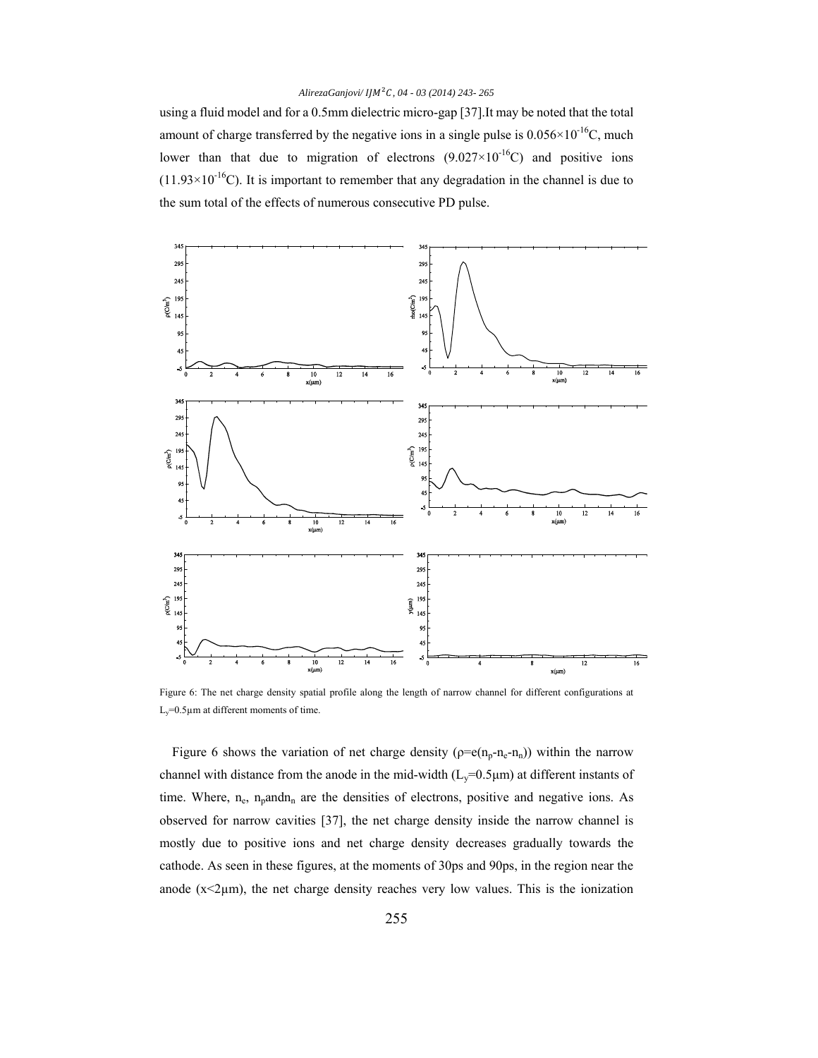using a fluid model and for a 0.5mm dielectric micro-gap [37].It may be noted that the total amount of charge transferred by the negative ions in a single pulse is $0.056\times10^{-16}$C, much lower than that due to migration of electrons ($9.027\times10^{-16}$C) and positive ions ($11.93\times10^{-16}$C). It is important to remember that any degradation in the channel is due to the sum total of the effects of numerous consecutive PD pulse.

Figure 6: The net charge density spatial profile along the length of narrow channel for different configurations at $L_y$=0.5μm at different moments of time.

Figure 6 shows the variation of net charge density ($\rho=e(n_p-n_e-n_n)$) within the narrow channel with distance from the anode in the mid-width ($L_y$=0.5μm) at different instants of time. Where, $n_e$, $n_p$ and $n_n$ are the densities of electrons, positive and negative ions. As observed for narrow cavities [37], the net charge density inside the narrow channel is mostly due to positive ions and net charge density decreases gradually towards the cathode. As seen in these figures, at the moments of 30ps and 90ps, in the region near the anode (x<2μm), the net charge density reaches very low values. This is the ionization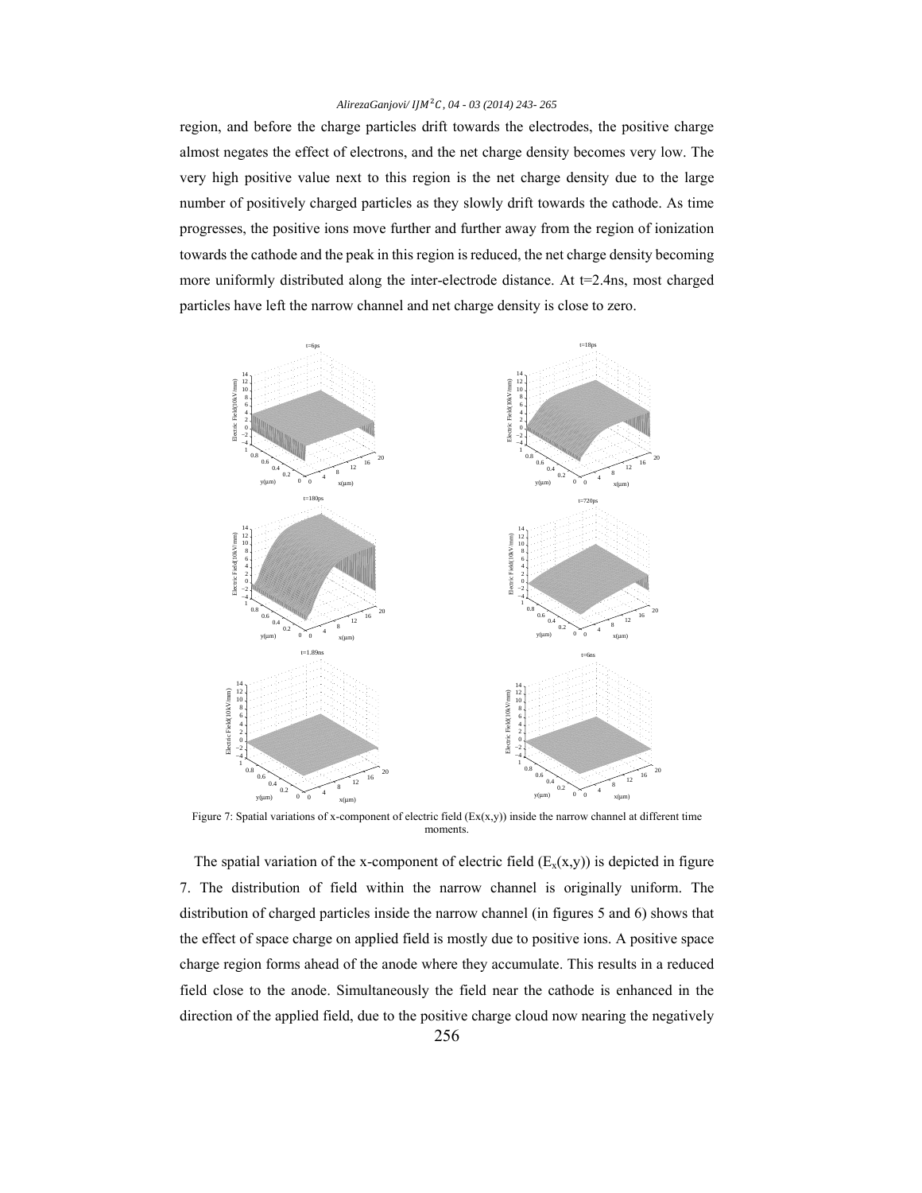region, and before the charge particles drift towards the electrodes, the positive charge almost negates the effect of electrons, and the net charge density becomes very low. The very high positive value next to this region is the net charge density due to the large number of positively charged particles as they slowly drift towards the cathode. As time progresses, the positive ions move further and further away from the region of ionization towards the cathode and the peak in this region is reduced, the net charge density becoming more uniformly distributed along the inter-electrode distance. At t=2.4ns, most charged particles have left the narrow channel and net charge density is close to zero.

Figure 7: Spatial variations of x-component of electric field (Ex(x,y)) inside the narrow channel at different time moments.

The spatial variation of the x-component of electric field ($E_x(x,y)$) is depicted in figure 7. The distribution of field within the narrow channel is originally uniform. The distribution of charged particles inside the narrow channel (in figures 5 and 6) shows that the effect of space charge on applied field is mostly due to positive ions. A positive space charge region forms ahead of the anode where they accumulate. This results in a reduced field close to the anode. Simultaneously the field near the cathode is enhanced in the direction of the applied field, due to the positive charge cloud now nearing the negatively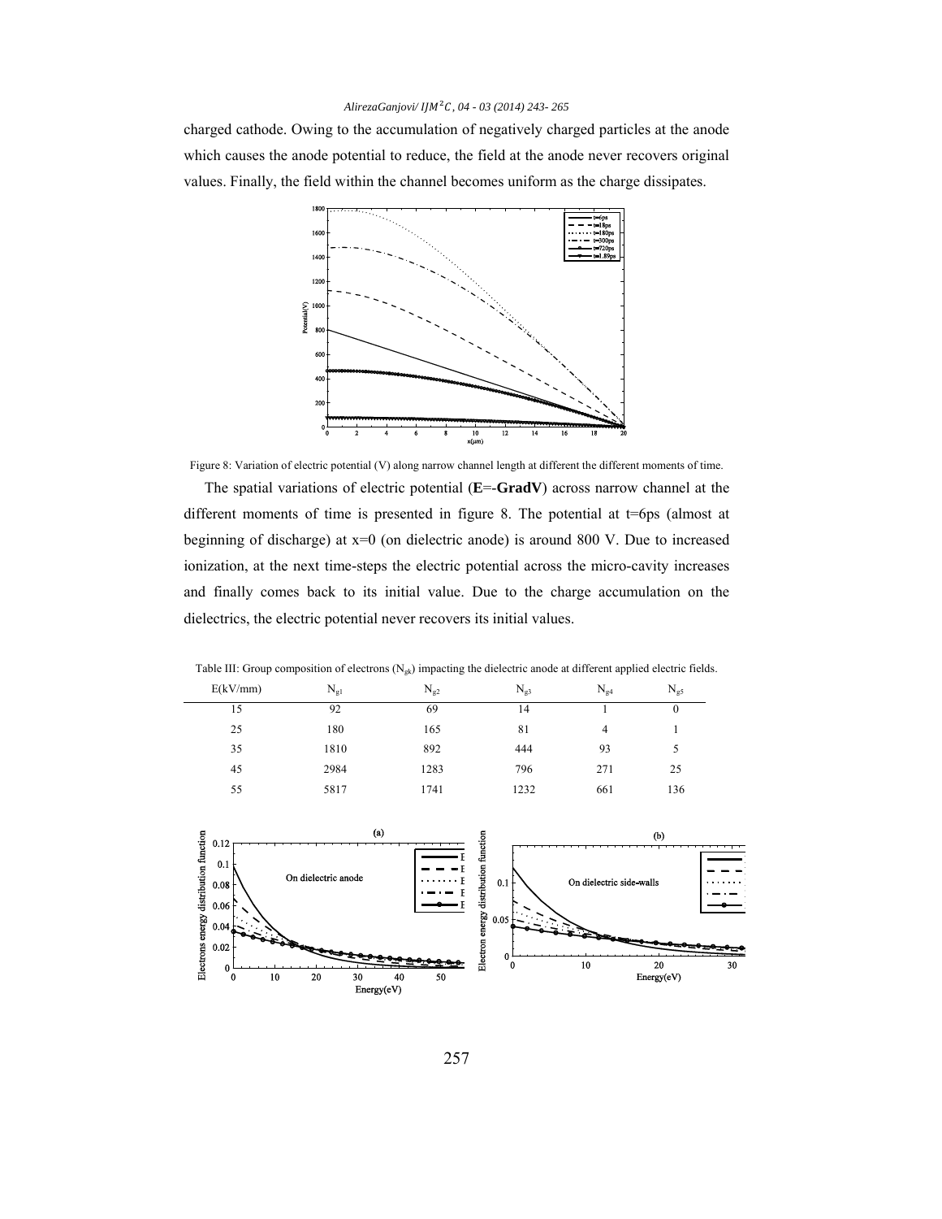charged cathode. Owing to the accumulation of negatively charged particles at the anode which causes the anode potential to reduce, the field at the anode never recovers original values. Finally, the field within the channel becomes uniform as the charge dissipates.

Figure 8: Variation of electric potential (V) along narrow channel length at different the different moments of time.

The spatial variations of electric potential (**E**=-**GradV**) across narrow channel at the different moments of time is presented in figure 8. The potential at t=6ps (almost at beginning of discharge) at x=0 (on dielectric anode) is around 800 V. Due to increased ionization, at the next time-steps the electric potential across the micro-cavity increases and finally comes back to its initial value. Due to the charge accumulation on the dielectrics, the electric potential never recovers its initial values.

Table III: Group composition of electrons ($N_{gk}$) impacting the dielectric anode at different applied electric fields.

| E(kV/mm) | $N_{g1}$ | $N_{g2}$ | $N_{g3}$ | $N_{g4}$ | $N_{g5}$ |
|---|---|---|---|---|---|
| 15 | 92 | 69 | 14 | 1 | 0 |
| 25 | 180 | 165 | 81 | 4 | 1 |
| 35 | 1810 | 892 | 444 | 93 | 5 |
| 45 | 2984 | 1283 | 796 | 271 | 25 |
| 55 | 5817 | 1741 | 1232 | 661 | 136 |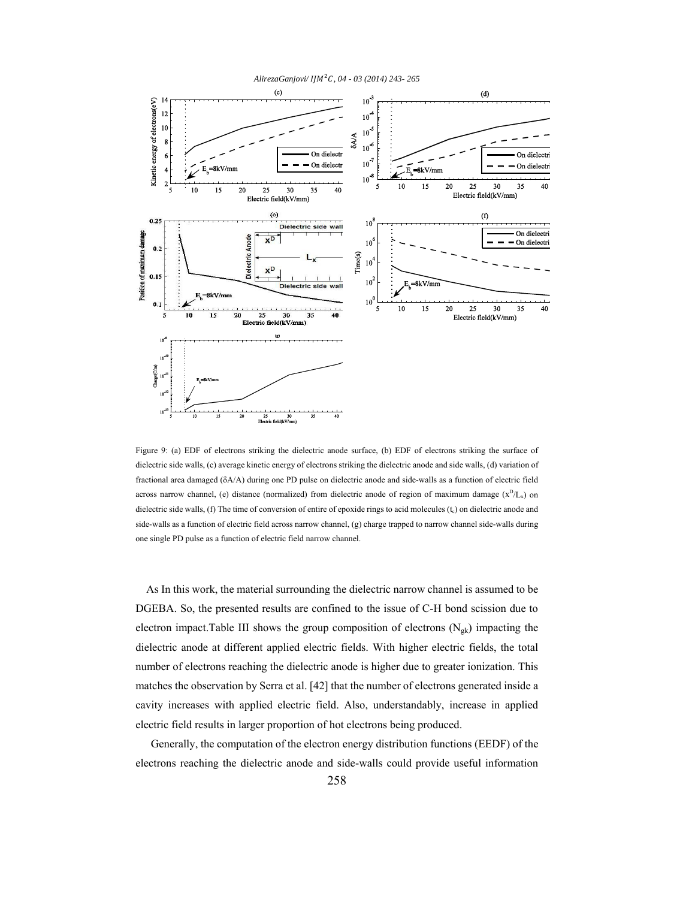Figure 9: (a) EDF of electrons striking the dielectric anode surface, (b) EDF of electrons striking the surface of dielectric side walls, (c) average kinetic energy of electrons striking the dielectric anode and side walls, (d) variation of fractional area damaged (δA/A) during one PD pulse on dielectric anode and side-walls as a function of electric field across narrow channel, (e) distance (normalized) from dielectric anode of region of maximum damage ($x^D/L_x$) on dielectric side walls, (f) The time of conversion of entire of epoxide rings to acid molecules ($t_c$) on dielectric anode and side-walls as a function of electric field across narrow channel, (g) charge trapped to narrow channel side-walls during one single PD pulse as a function of electric field narrow channel.

As In this work, the material surrounding the dielectric narrow channel is assumed to be DGEBA. So, the presented results are confined to the issue of C-H bond scission due to electron impact.Table III shows the group composition of electrons ($N_{gk}$) impacting the dielectric anode at different applied electric fields. With higher electric fields, the total number of electrons reaching the dielectric anode is higher due to greater ionization. This matches the observation by Serra et al. [42] that the number of electrons generated inside a cavity increases with applied electric field. Also, understandably, increase in applied electric field results in larger proportion of hot electrons being produced.

Generally, the computation of the electron energy distribution functions (EEDF) of the electrons reaching the dielectric anode and side-walls could provide useful information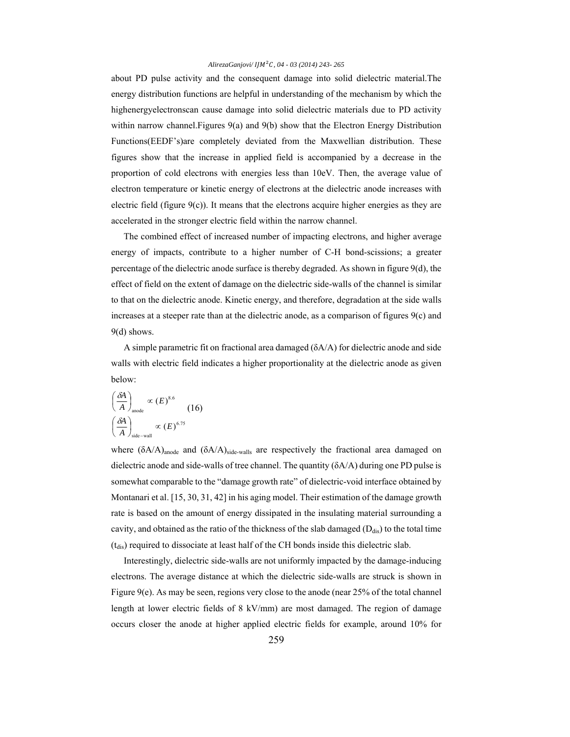about PD pulse activity and the consequent damage into solid dielectric material.The energy distribution functions are helpful in understanding of the mechanism by which the highenergyelectronscan cause damage into solid dielectric materials due to PD activity within narrow channel.Figures 9(a) and 9(b) show that the Electron Energy Distribution Functions(EEDF's)are completely deviated from the Maxwellian distribution. These figures show that the increase in applied field is accompanied by a decrease in the proportion of cold electrons with energies less than 10eV. Then, the average value of electron temperature or kinetic energy of electrons at the dielectric anode increases with electric field (figure 9(c)). It means that the electrons acquire higher energies as they are accelerated in the stronger electric field within the narrow channel.

The combined effect of increased number of impacting electrons, and higher average energy of impacts, contribute to a higher number of C-H bond-scissions; a greater percentage of the dielectric anode surface is thereby degraded. As shown in figure 9(d), the effect of field on the extent of damage on the dielectric side-walls of the channel is similar to that on the dielectric anode. Kinetic energy, and therefore, degradation at the side walls increases at a steeper rate than at the dielectric anode, as a comparison of figures 9(c) and 9(d) shows.

A simple parametric fit on fractional area damaged (δA/A) for dielectric anode and side walls with electric field indicates a higher proportionality at the dielectric anode as given below:

$$\left(\frac{\delta A}{A}\right)_{\text{anode}} \propto (E)^{8.6} \qquad (16)$$
$$\left(\frac{\delta A}{A}\right)_{\text{side-wall}} \propto (E)^{6.75}$$

where $(\delta A/A)_{anode}$ and $(\delta A/A)_{side\text{-}walls}$ are respectively the fractional area damaged on dielectric anode and side-walls of tree channel. The quantity (δA/A) during one PD pulse is somewhat comparable to the "damage growth rate" of dielectric-void interface obtained by Montanari et al. [15, 30, 31, 42] in his aging model. Their estimation of the damage growth rate is based on the amount of energy dissipated in the insulating material surrounding a cavity, and obtained as the ratio of the thickness of the slab damaged ($D_{dis}$) to the total time ($t_{dis}$) required to dissociate at least half of the CH bonds inside this dielectric slab.

Interestingly, dielectric side-walls are not uniformly impacted by the damage-inducing electrons. The average distance at which the dielectric side-walls are struck is shown in Figure 9(e). As may be seen, regions very close to the anode (near 25% of the total channel length at lower electric fields of 8 kV/mm) are most damaged. The region of damage occurs closer the anode at higher applied electric fields for example, around 10% for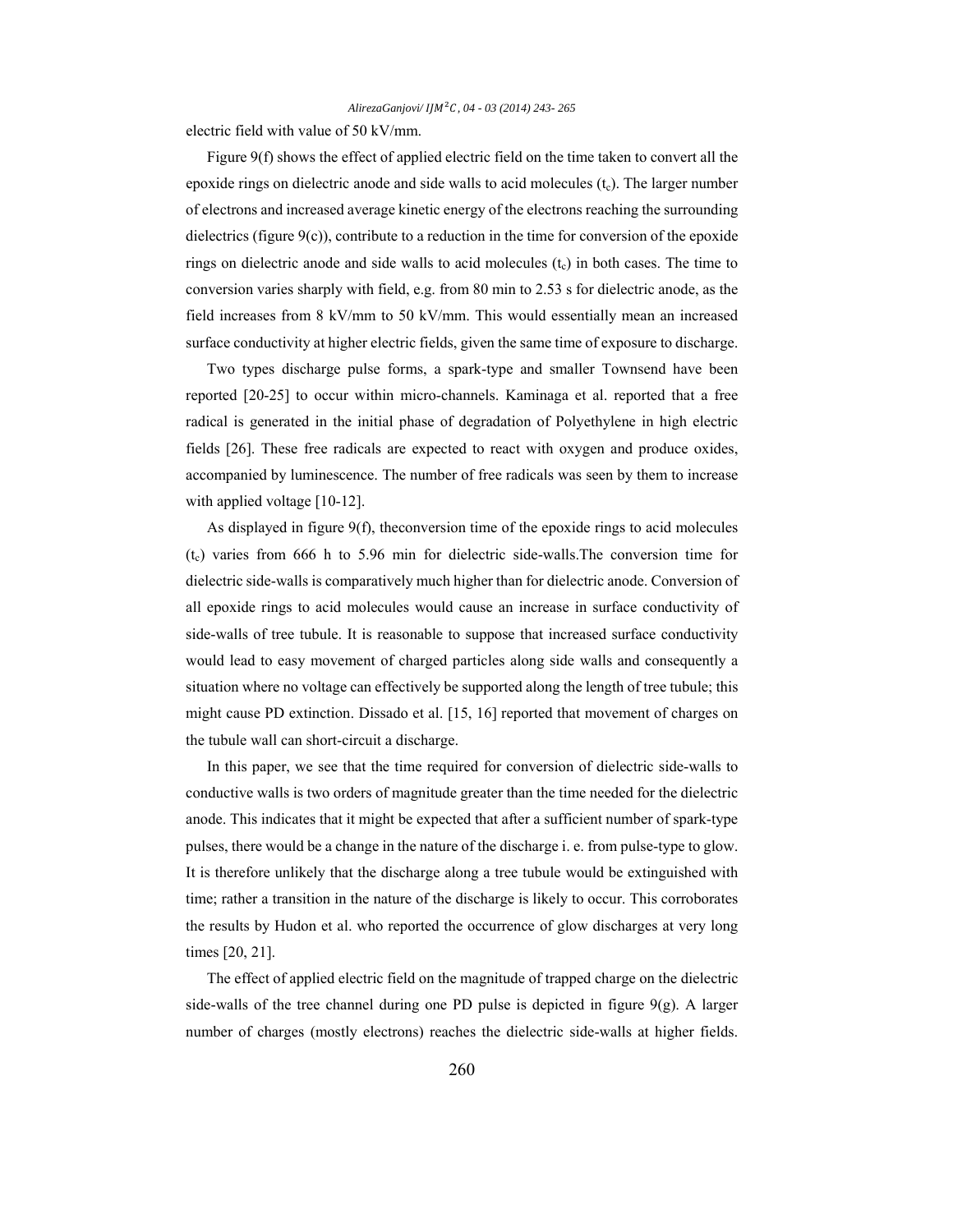electric field with value of 50 kV/mm.

Figure 9(f) shows the effect of applied electric field on the time taken to convert all the epoxide rings on dielectric anode and side walls to acid molecules ($t_c$). The larger number of electrons and increased average kinetic energy of the electrons reaching the surrounding dielectrics (figure 9(c)), contribute to a reduction in the time for conversion of the epoxide rings on dielectric anode and side walls to acid molecules ($t_c$) in both cases. The time to conversion varies sharply with field, e.g. from 80 min to 2.53 s for dielectric anode, as the field increases from 8 kV/mm to 50 kV/mm. This would essentially mean an increased surface conductivity at higher electric fields, given the same time of exposure to discharge.

Two types discharge pulse forms, a spark-type and smaller Townsend have been reported [20-25] to occur within micro-channels. Kaminaga et al. reported that a free radical is generated in the initial phase of degradation of Polyethylene in high electric fields [26]. These free radicals are expected to react with oxygen and produce oxides, accompanied by luminescence. The number of free radicals was seen by them to increase with applied voltage [10-12].

As displayed in figure 9(f), theconversion time of the epoxide rings to acid molecules ($t_c$) varies from 666 h to 5.96 min for dielectric side-walls.The conversion time for dielectric side-walls is comparatively much higher than for dielectric anode. Conversion of all epoxide rings to acid molecules would cause an increase in surface conductivity of side-walls of tree tubule. It is reasonable to suppose that increased surface conductivity would lead to easy movement of charged particles along side walls and consequently a situation where no voltage can effectively be supported along the length of tree tubule; this might cause PD extinction. Dissado et al. [15, 16] reported that movement of charges on the tubule wall can short-circuit a discharge.

In this paper, we see that the time required for conversion of dielectric side-walls to conductive walls is two orders of magnitude greater than the time needed for the dielectric anode. This indicates that it might be expected that after a sufficient number of spark-type pulses, there would be a change in the nature of the discharge i. e. from pulse-type to glow. It is therefore unlikely that the discharge along a tree tubule would be extinguished with time; rather a transition in the nature of the discharge is likely to occur. This corroborates the results by Hudon et al. who reported the occurrence of glow discharges at very long times [20, 21].

The effect of applied electric field on the magnitude of trapped charge on the dielectric side-walls of the tree channel during one PD pulse is depicted in figure 9(g). A larger number of charges (mostly electrons) reaches the dielectric side-walls at higher fields.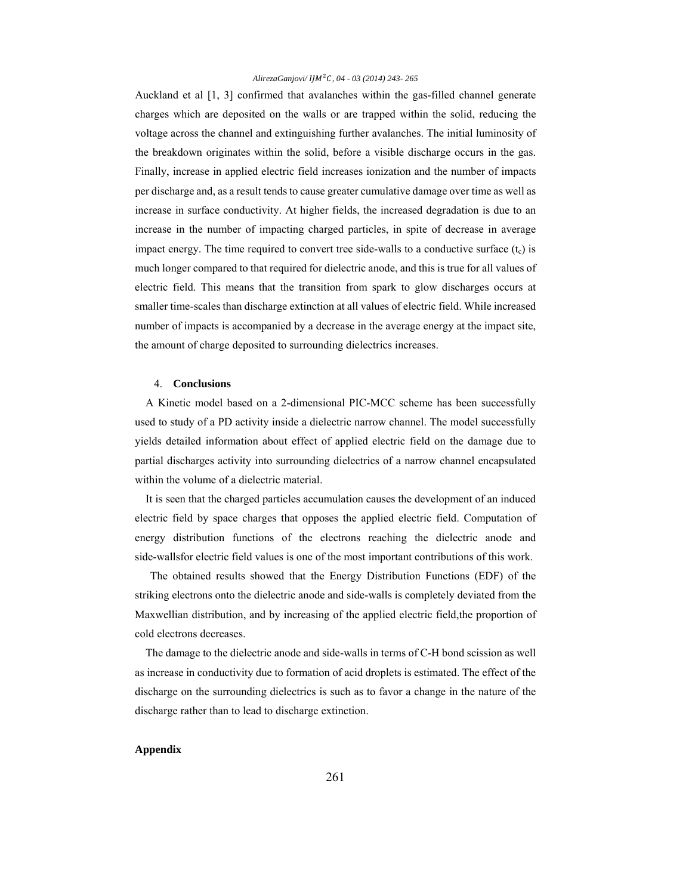Auckland et al [1, 3] confirmed that avalanches within the gas-filled channel generate charges which are deposited on the walls or are trapped within the solid, reducing the voltage across the channel and extinguishing further avalanches. The initial luminosity of the breakdown originates within the solid, before a visible discharge occurs in the gas. Finally, increase in applied electric field increases ionization and the number of impacts per discharge and, as a result tends to cause greater cumulative damage over time as well as increase in surface conductivity. At higher fields, the increased degradation is due to an increase in the number of impacting charged particles, in spite of decrease in average impact energy. The time required to convert tree side-walls to a conductive surface ($t_c$) is much longer compared to that required for dielectric anode, and this is true for all values of electric field. This means that the transition from spark to glow discharges occurs at smaller time-scales than discharge extinction at all values of electric field. While increased number of impacts is accompanied by a decrease in the average energy at the impact site, the amount of charge deposited to surrounding dielectrics increases.

## 4. **Conclusions**

A Kinetic model based on a 2-dimensional PIC-MCC scheme has been successfully used to study of a PD activity inside a dielectric narrow channel. The model successfully yields detailed information about effect of applied electric field on the damage due to partial discharges activity into surrounding dielectrics of a narrow channel encapsulated within the volume of a dielectric material.

It is seen that the charged particles accumulation causes the development of an induced electric field by space charges that opposes the applied electric field. Computation of energy distribution functions of the electrons reaching the dielectric anode and side-wallsfor electric field values is one of the most important contributions of this work.

The obtained results showed that the Energy Distribution Functions (EDF) of the striking electrons onto the dielectric anode and side-walls is completely deviated from the Maxwellian distribution, and by increasing of the applied electric field,the proportion of cold electrons decreases.

The damage to the dielectric anode and side-walls in terms of C-H bond scission as well as increase in conductivity due to formation of acid droplets is estimated. The effect of the discharge on the surrounding dielectrics is such as to favor a change in the nature of the discharge rather than to lead to discharge extinction.

**Appendix**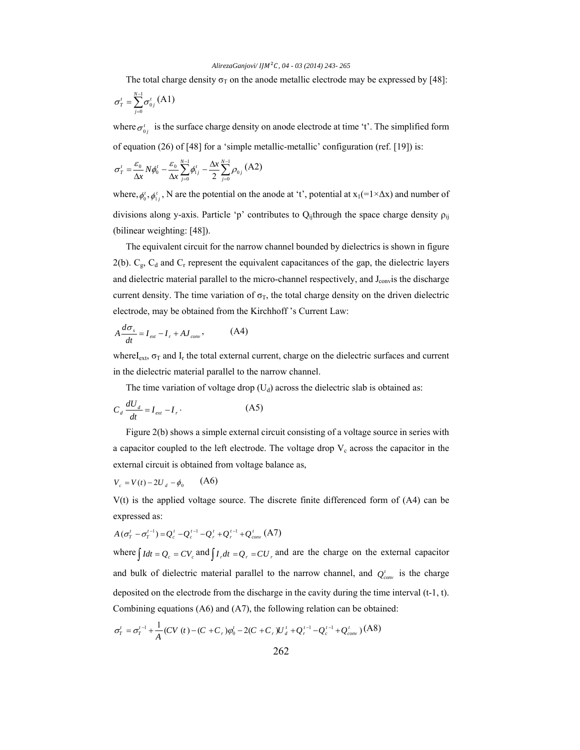The total charge density $\sigma_T$ on the anode metallic electrode may be expressed by [48]:

$$\sigma_T^t = \sum_{j=0}^{N-1} \sigma_{0j}^t \text{ (A1)}$$

where $\sigma_{0j}^t$ is the surface charge density on anode electrode at time 't'. The simplified form of equation (26) of [48] for a 'simple metallic-metallic' configuration (ref. [19]) is:

$$\sigma_T^t = \frac{\varepsilon_0}{\Delta x} N\phi_0^t - \frac{\varepsilon_0}{\Delta x}\sum_{j=0}^{N-1}\phi_{1j}^t - \frac{\Delta x}{2}\sum_{j=0}^{N-1}\rho_{0j} \text{ (A2)}$$

where, $\phi_0^t, \phi_{1j}^t$, N are the potential on the anode at 't', potential at $x_1(=1\times\Delta x)$ and number of divisions along y-axis. Particle 'p' contributes to $Q_{ij}$ through the space charge density $\rho_{ij}$ (bilinear weighting: [48]).

The equivalent circuit for the narrow channel bounded by dielectrics is shown in figure 2(b). $C_g$, $C_d$ and $C_r$ represent the equivalent capacitances of the gap, the dielectric layers and dielectric material parallel to the micro-channel respectively, and $J_{conv}$ is the discharge current density. The time variation of $\sigma_T$, the total charge density on the driven dielectric electrode, may be obtained from the Kirchhoff 's Current Law:

$$A\frac{d\sigma_s}{dt} = I_{ext} - I_r + AJ_{conv}, \qquad \text{(A4)}$$

where $I_{ext}$, $\sigma_T$ and $I_r$ the total external current, charge on the dielectric surfaces and current in the dielectric material parallel to the narrow channel.

The time variation of voltage drop ($U_d$) across the dielectric slab is obtained as:

$$C_d\frac{dU_d}{dt} = I_{ext} - I_r \cdot \qquad \text{(A5)}$$

Figure 2(b) shows a simple external circuit consisting of a voltage source in series with a capacitor coupled to the left electrode. The voltage drop $V_c$ across the capacitor in the external circuit is obtained from voltage balance as,

$$V_c = V(t) - 2U_d - \phi_0 \qquad \text{(A6)}$$

V(t) is the applied voltage source. The discrete finite differenced form of (A4) can be expressed as:

$$A(\sigma_T^t - \sigma_T^{t-1}) = Q_c^t - Q_c^{t-1} - Q_r^t + Q_r^{t-1} + Q_{conv}^t \text{ (A7)}$$

where $\int Idt = Q_c = CV_c$ and $\int I_r dt = Q_r = CU_r$ and are the charge on the external capacitor and bulk of dielectric material parallel to the narrow channel, and $Q_{conv}^t$ is the charge deposited on the electrode from the discharge in the cavity during the time interval (t-1, t). Combining equations (A6) and (A7), the following relation can be obtained:

$$\sigma_T^t = \sigma_T^{t-1} + \frac{1}{A}(CV(t) - (C + C_r)\varphi_0^t - 2(C + C_r)U_d^t + Q_r^{t-1} - Q_c^{t-1} + Q_{conv}^t) \text{ (A8)}$$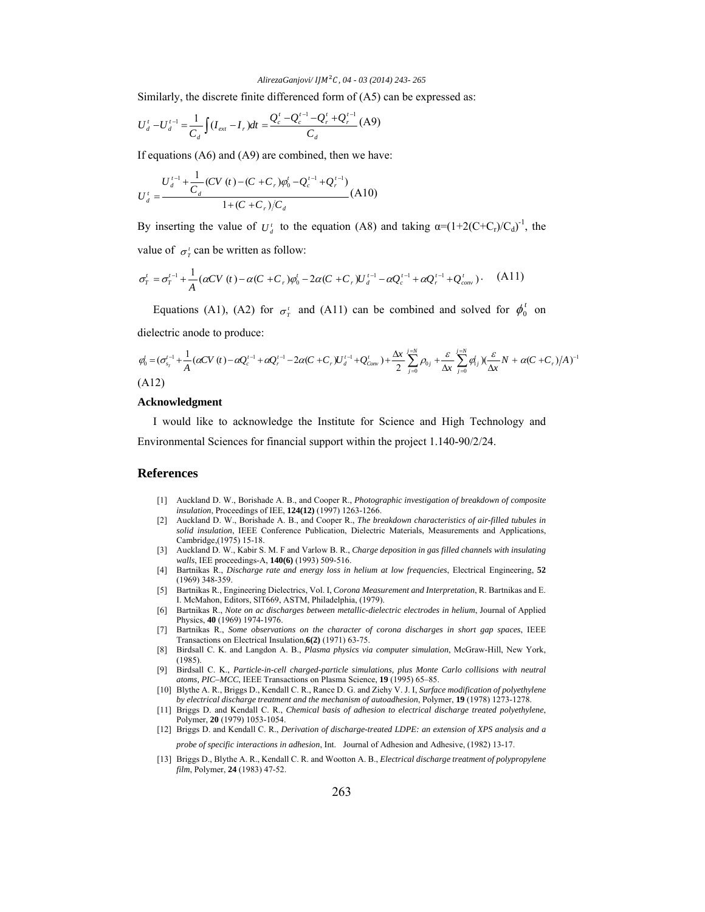Similarly, the discrete finite differenced form of (A5) can be expressed as:

$$U_d^t - U_d^{t-1} = \frac{1}{C_d}\int (I_{ext} - I_r)dt = \frac{Q_c^t - Q_c^{t-1} - Q_r^t + Q_r^{t-1}}{C_d} \quad \text{(A9)}$$

If equations (A6) and (A9) are combined, then we have:

$$U_d^t = \frac{U_d^{t-1} + \frac{1}{C_d}(CV(t) - (C + C_r)\varphi_0^t - Q_c^{t-1} + Q_r^{t-1})}{1 + (C + C_r)/C_d} \quad \text{(A10)}$$

By inserting the value of $U_d^t$ to the equation (A8) and taking $\alpha=(1+2(C+C_r)/C_d)^{-1}$, the value of $\sigma_T^t$ can be written as follow:

$$\sigma_T^t = \sigma_T^{t-1} + \frac{1}{A}(\alpha CV(t) - \alpha(C + C_r)\varphi_0^t - 2\alpha(C + C_r)U_d^{t-1} - \alpha Q_c^{t-1} + \alpha Q_r^{t-1} + Q_{conv}^t). \quad \text{(A11)}$$

Equations (A1), (A2) for $\sigma_T^t$ and (A11) can be combined and solved for $\phi_0^t$ on dielectric anode to produce:

$$\varphi_0^t = (\sigma_{s_T}^{t-1} + \frac{1}{A}(\alpha CV(t) - \alpha Q_c^{t-1} + \alpha Q_r^{t-1} - 2\alpha(C + C_r)U_d^{t-1} + Q_{Conv}^t) + \frac{\Delta x}{2}\sum_{j=0}^{j=N}\rho_{0j} + \frac{\varepsilon}{\Delta x}\sum_{j=0}^{j=N}\varphi_{1j}^t)(\frac{\varepsilon}{\Delta x}N + \alpha(C + C_r)/A)^{-1}$$

(A12)

### Acknowledgment

I would like to acknowledge the Institute for Science and High Technology and Environmental Sciences for financial support within the project 1.140-90/2/24.

## References

[1] Auckland D. W., Borishade A. B., and Cooper R., *Photographic investigation of breakdown of composite insulation*, Proceedings of IEE, **124(12)** (1997) 1263-1266.

[2] Auckland D. W., Borishade A. B., and Cooper R., *The breakdown characteristics of air-filled tubules in solid insulation*, IEEE Conference Publication, Dielectric Materials, Measurements and Applications, Cambridge,(1975) 15-18.

[3] Auckland D. W., Kabir S. M. F and Varlow B. R., *Charge deposition in gas filled channels with insulating walls*, IEE proceedings-A, **140(6)** (1993) 509-516.

[4] Bartnikas R., *Discharge rate and energy loss in helium at low frequencies*, Electrical Engineering, **52** (1969) 348-359.

[5] Bartnikas R., Engineering Dielectrics, Vol. I, *Corona Measurement and Interpretation*, R. Bartnikas and E. I. McMahon, Editors, SlT669, ASTM, Philadelphia, (1979).

[6] Bartnikas R., *Note on ac discharges between metallic-dielectric electrodes in helium*, Journal of Applied Physics, **40** (1969) 1974-1976.

[7] Bartnikas R., *Some observations on the character of corona discharges in short gap spaces*, IEEE Transactions on Electrical Insulation,**6(2)** (1971) 63-75.

[8] Birdsall C. K. and Langdon A. B., *Plasma physics via computer simulation*, McGraw-Hill, New York, (1985).

[9] Birdsall C. K., *Particle-in-cell charged-particle simulations, plus Monte Carlo collisions with neutral atoms, PIC–MCC*, IEEE Transactions on Plasma Science, **19** (1995) 65–85.

[10] Blythe A. R., Briggs D., Kendall C. R., Rance D. G. and Ziehy V. J. I, *Surface modification of polyethylene by electrical discharge treatment and the mechanism of autoadhesion*, Polymer, **19** (1978) 1273-1278.

[11] Briggs D. and Kendall C. R., *Chemical basis of adhesion to electrical discharge treated polyethylene*, Polymer, **20** (1979) 1053-1054.

[12] Briggs D. and Kendall C. R., *Derivation of discharge-treated LDPE: an extension of XPS analysis and a probe of specific interactions in adhesion*, Int. Journal of Adhesion and Adhesive, (1982) 13-17.

[13] Briggs D., Blythe A. R., Kendall C. R. and Wootton A. B., *Electrical discharge treatment of polypropylene film*, Polymer, **24** (1983) 47-52.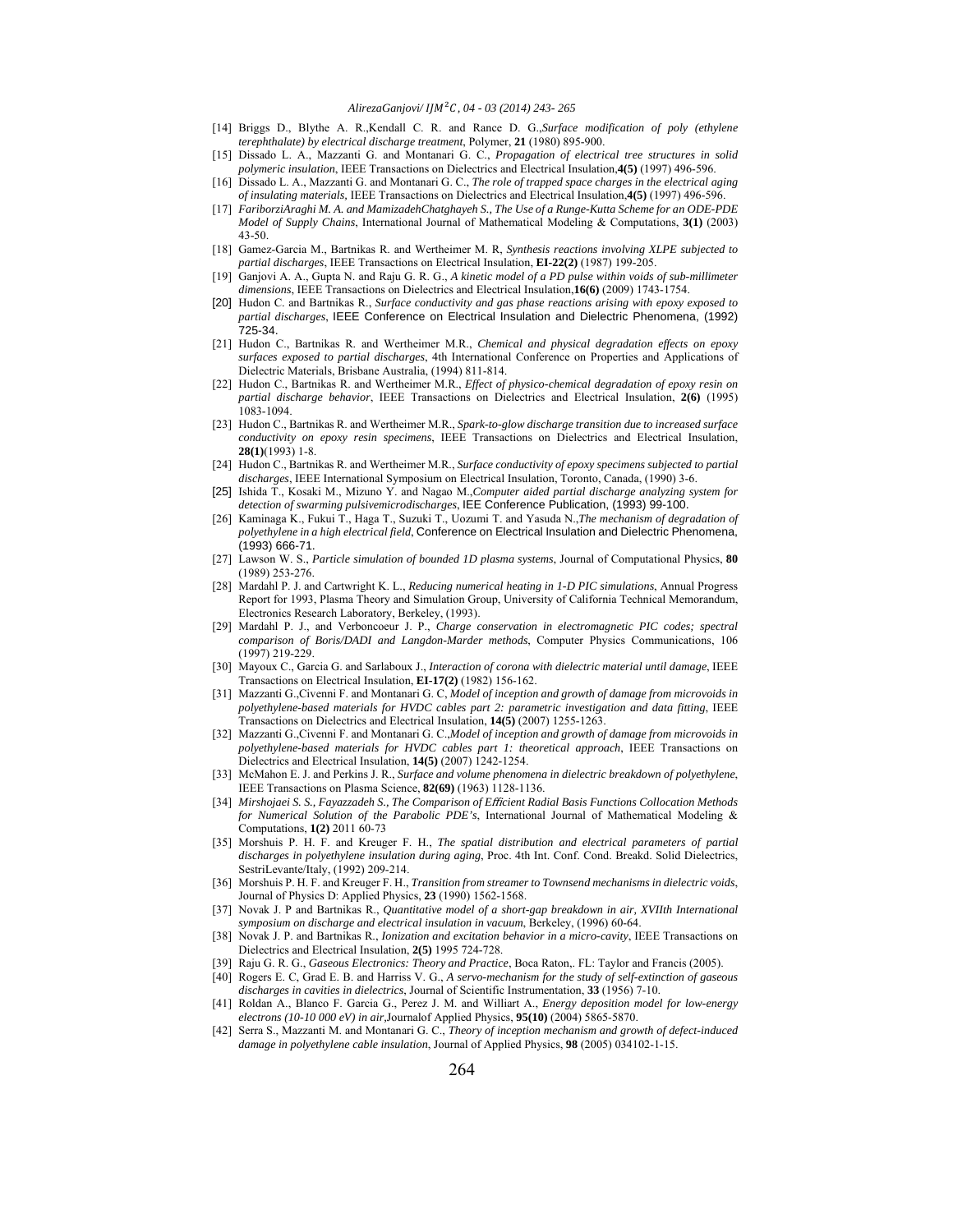[14] Briggs D., Blythe A. R.,Kendall C. R. and Rance D. G.,*Surface modification of poly (ethylene terephthalate) by electrical discharge treatment*, Polymer, **21** (1980) 895-900.

[15] Dissado L. A., Mazzanti G. and Montanari G. C., *Propagation of electrical tree structures in solid polymeric insulation*, IEEE Transactions on Dielectrics and Electrical Insulation,**4(5)** (1997) 496-596.

[16] Dissado L. A., Mazzanti G. and Montanari G. C., *The role of trapped space charges in the electrical aging of insulating materials*, IEEE Transactions on Dielectrics and Electrical Insulation,**4(5)** (1997) 496-596.

[17] *FariborziAraghi M. A. and MamizadehChatghayeh S., The Use of a Runge-Kutta Scheme for an ODE-PDE Model of Supply Chains*, International Journal of Mathematical Modeling & Computations, **3(1)** (2003) 43-50.

[18] Gamez-Garcia M., Bartnikas R. and Wertheimer M. R, *Synthesis reactions involving XLPE subjected to partial discharges*, IEEE Transactions on Electrical Insulation, **EI-22(2)** (1987) 199-205.

[19] Ganjovi A. A., Gupta N. and Raju G. R. G., *A kinetic model of a PD pulse within voids of sub-millimeter dimensions*, IEEE Transactions on Dielectrics and Electrical Insulation,**16(6)** (2009) 1743-1754.

[20] Hudon C. and Bartnikas R., *Surface conductivity and gas phase reactions arising with epoxy exposed to partial discharges*, IEEE Conference on Electrical Insulation and Dielectric Phenomena, (1992) 725-34.

[21] Hudon C., Bartnikas R. and Wertheimer M.R., *Chemical and physical degradation effects on epoxy surfaces exposed to partial discharges*, 4th International Conference on Properties and Applications of Dielectric Materials, Brisbane Australia, (1994) 811-814.

[22] Hudon C., Bartnikas R. and Wertheimer M.R., *Effect of physico-chemical degradation of epoxy resin on partial discharge behavior*, IEEE Transactions on Dielectrics and Electrical Insulation, **2(6)** (1995) 1083-1094.

[23] Hudon C., Bartnikas R. and Wertheimer M.R., *Spark-to-glow discharge transition due to increased surface conductivity on epoxy resin specimens*, IEEE Transactions on Dielectrics and Electrical Insulation, **28(1)**(1993) 1-8.

[24] Hudon C., Bartnikas R. and Wertheimer M.R., *Surface conductivity of epoxy specimens subjected to partial discharges*, IEEE International Symposium on Electrical Insulation, Toronto, Canada, (1990) 3-6.

[25] Ishida T., Kosaki M., Mizuno Y. and Nagao M.,*Computer aided partial discharge analyzing system for detection of swarming pulsivemicrodischarges*, IEE Conference Publication, (1993) 99-100.

[26] Kaminaga K., Fukui T., Haga T., Suzuki T., Uozumi T. and Yasuda N.,*The mechanism of degradation of polyethylene in a high electrical field*, Conference on Electrical Insulation and Dielectric Phenomena, (1993) 666-71.

[27] Lawson W. S., *Particle simulation of bounded 1D plasma systems*, Journal of Computational Physics, **80** (1989) 253-276.

[28] Mardahl P. J. and Cartwright K. L., *Reducing numerical heating in 1-D PIC simulations*, Annual Progress Report for 1993, Plasma Theory and Simulation Group, University of California Technical Memorandum, Electronics Research Laboratory, Berkeley, (1993).

[29] Mardahl P. J., and Verboncoeur J. P., *Charge conservation in electromagnetic PIC codes; spectral comparison of Boris/DADI and Langdon-Marder methods*, Computer Physics Communications, 106 (1997) 219-229.

[30] Mayoux C., Garcia G. and Sarlaboux J., *Interaction of corona with dielectric material until damage*, IEEE Transactions on Electrical Insulation, **EI-17(2)** (1982) 156-162.

[31] Mazzanti G.,Civenni F. and Montanari G. C, *Model of inception and growth of damage from microvoids in polyethylene-based materials for HVDC cables part 2: parametric investigation and data fitting*, IEEE Transactions on Dielectrics and Electrical Insulation, **14(5)** (2007) 1255-1263.

[32] Mazzanti G.,Civenni F. and Montanari G. C.,*Model of inception and growth of damage from microvoids in polyethylene-based materials for HVDC cables part 1: theoretical approach*, IEEE Transactions on Dielectrics and Electrical Insulation, **14(5)** (2007) 1242-1254.

[33] McMahon E. J. and Perkins J. R., *Surface and volume phenomena in dielectric breakdown of polyethylene*, IEEE Transactions on Plasma Science, **82(69)** (1963) 1128-1136.

[34] *Mirshojaei S. S., Fayazzadeh S., The Comparison of Efficient Radial Basis Functions Collocation Methods for Numerical Solution of the Parabolic PDE's*, International Journal of Mathematical Modeling & Computations, **1(2)** 2011 60-73

[35] Morshuis P. H. F. and Kreuger F. H., *The spatial distribution and electrical parameters of partial discharges in polyethylene insulation during aging*, Proc. 4th Int. Conf. Cond. Breakd. Solid Dielectrics, SestriLevante/Italy, (1992) 209-214.

[36] Morshuis P. H. F. and Kreuger F. H., *Transition from streamer to Townsend mechanisms in dielectric voids*, Journal of Physics D: Applied Physics, **23** (1990) 1562-1568.

[37] Novak J. P and Bartnikas R., *Quantitative model of a short-gap breakdown in air, XVIIth International symposium on discharge and electrical insulation in vacuum*, Berkeley, (1996) 60-64.

[38] Novak J. P. and Bartnikas R., *Ionization and excitation behavior in a micro-cavity*, IEEE Transactions on Dielectrics and Electrical Insulation, **2(5)** 1995 724-728.

[39] Raju G. R. G., *Gaseous Electronics: Theory and Practice*, Boca Raton,. FL: Taylor and Francis (2005).

[40] Rogers E. C, Grad E. B. and Harriss V. G., *A servo-mechanism for the study of self-extinction of gaseous discharges in cavities in dielectrics*, Journal of Scientific Instrumentation, **33** (1956) 7-10.

[41] Roldan A., Blanco F. Garcia G., Perez J. M. and Williart A., *Energy deposition model for low-energy electrons (10-10 000 eV) in air*,Journalof Applied Physics, **95(10)** (2004) 5865-5870.

[42] Serra S., Mazzanti M. and Montanari G. C., *Theory of inception mechanism and growth of defect-induced damage in polyethylene cable insulation*, Journal of Applied Physics, **98** (2005) 034102-1-15.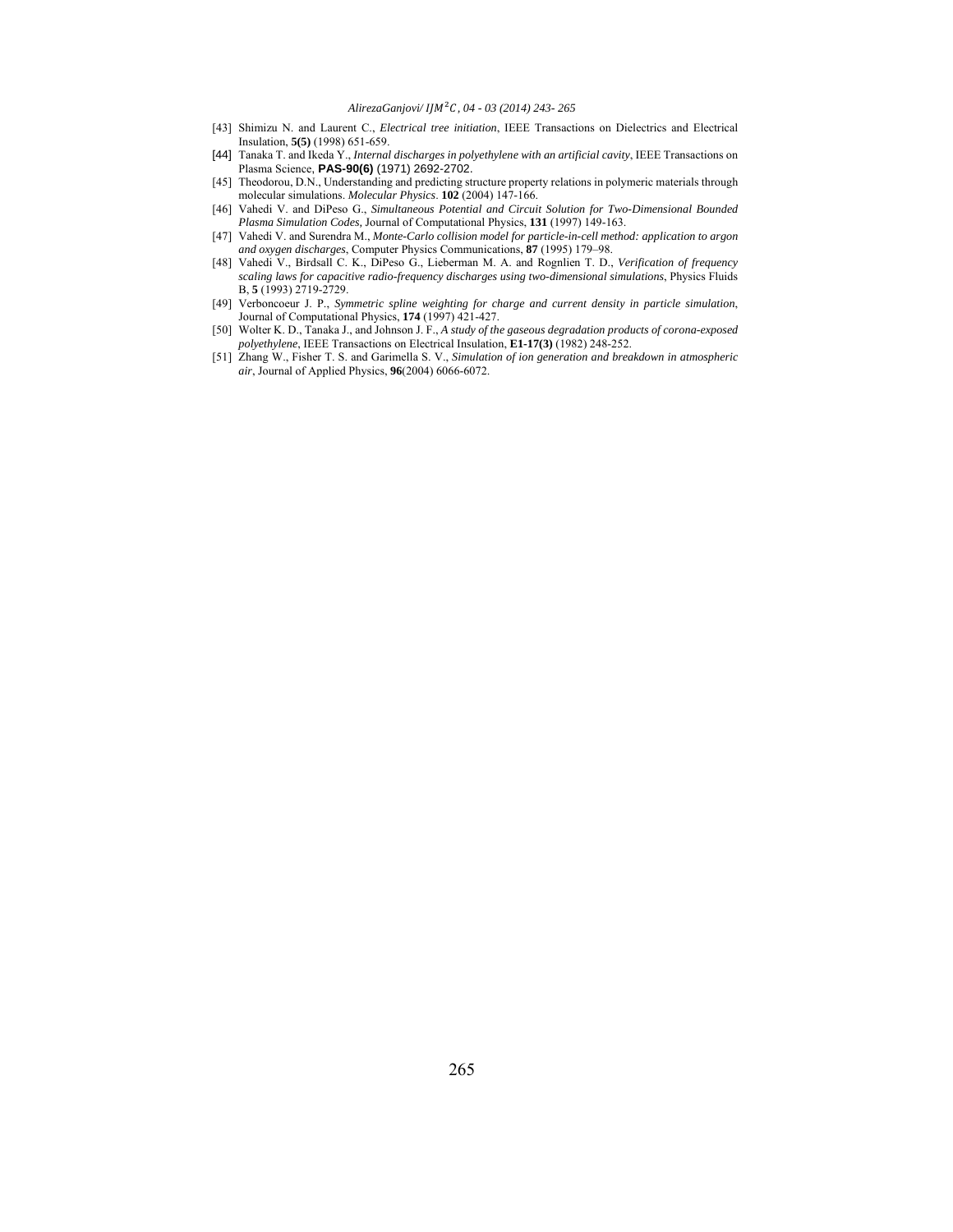[43] Shimizu N. and Laurent C., *Electrical tree initiation*, IEEE Transactions on Dielectrics and Electrical Insulation, **5(5)** (1998) 651-659.

[44] Tanaka T. and Ikeda Y., *Internal discharges in polyethylene with an artificial cavity*, IEEE Transactions on Plasma Science, **PAS-90(6)** (1971) 2692-2702.

[45] Theodorou, D.N., Understanding and predicting structure property relations in polymeric materials through molecular simulations. *Molecular Physics*. **102** (2004) 147-166.

[46] Vahedi V. and DiPeso G., *Simultaneous Potential and Circuit Solution for Two-Dimensional Bounded Plasma Simulation Codes,* Journal of Computational Physics, **131** (1997) 149-163.

[47] Vahedi V. and Surendra M., *Monte-Carlo collision model for particle-in-cell method: application to argon and oxygen discharges*, Computer Physics Communications, **87** (1995) 179–98.

[48] Vahedi V., Birdsall C. K., DiPeso G., Lieberman M. A. and Rognlien T. D., *Verification of frequency scaling laws for capacitive radio-frequency discharges using two-dimensional simulations*, Physics Fluids B, **5** (1993) 2719-2729.

[49] Verboncoeur J. P., *Symmetric spline weighting for charge and current density in particle simulation*, Journal of Computational Physics, **174** (1997) 421-427.

[50] Wolter K. D., Tanaka J., and Johnson J. F., *A study of the gaseous degradation products of corona-exposed polyethylene*, IEEE Transactions on Electrical Insulation, **E1-17(3)** (1982) 248-252.

[51] Zhang W., Fisher T. S. and Garimella S. V., *Simulation of ion generation and breakdown in atmospheric air*, Journal of Applied Physics, **96**(2004) 6066-6072.